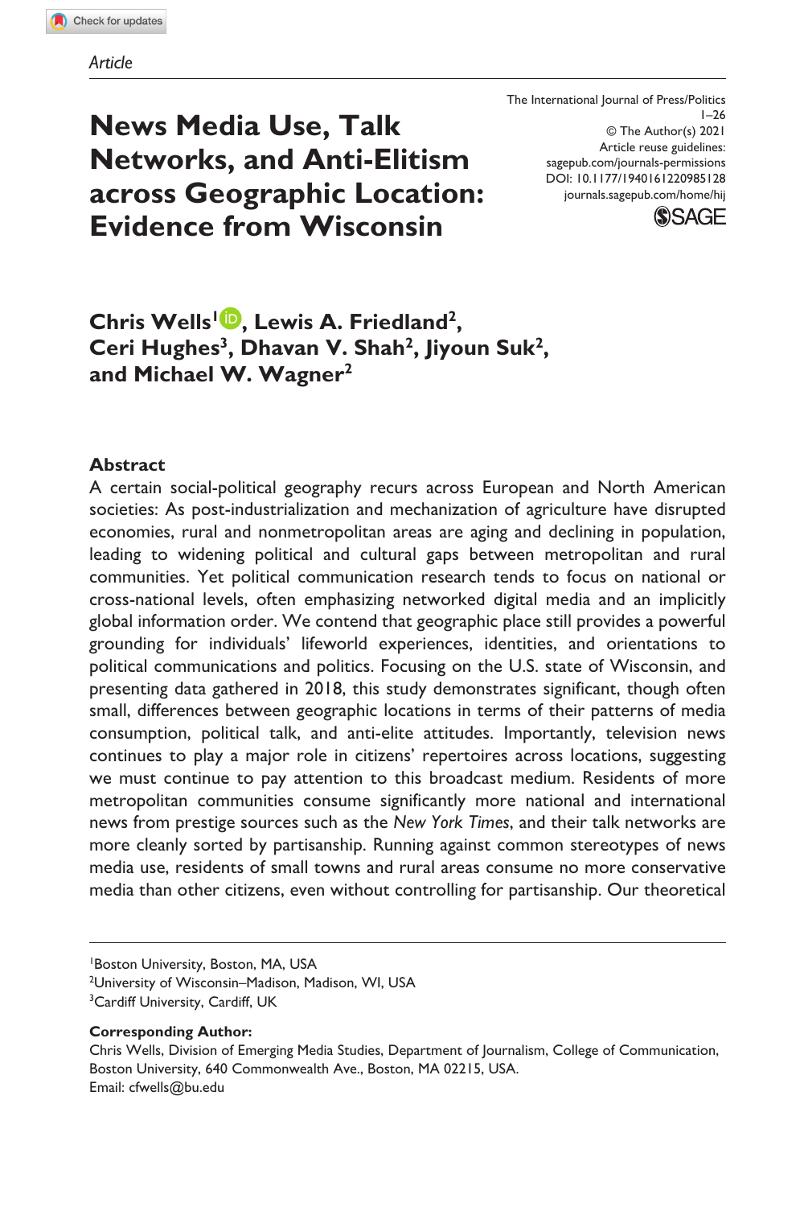*Article*

# News Media Use, Talk Networks, and Anti-Elitism across Geographic Location: Evidence from Wisconsin

The International Journal of Press/Politics
© The Author(s) 2021
Article reuse guidelines: sagepub.com/journals-permissions
DOI: 10.1177/19401612209851​28
journals.sagepub.com/home/hij

**Chris Wells[1], Lewis A. Friedland[2], Ceri Hughes[3], Dhavan V. Shah[2], Jiyoun Suk[2], and Michael W. Wagner[2]**

## Abstract

A certain social-political geography recurs across European and North American societies: As post-industrialization and mechanization of agriculture have disrupted economies, rural and nonmetropolitan areas are aging and declining in population, leading to widening political and cultural gaps between metropolitan and rural communities. Yet political communication research tends to focus on national or cross-national levels, often emphasizing networked digital media and an implicitly global information order. We contend that geographic place still provides a powerful grounding for individuals' lifeworld experiences, identities, and orientations to political communications and politics. Focusing on the U.S. state of Wisconsin, and presenting data gathered in 2018, this study demonstrates significant, though often small, differences between geographic locations in terms of their patterns of media consumption, political talk, and anti-elite attitudes. Importantly, television news continues to play a major role in citizens' repertoires across locations, suggesting we must continue to pay attention to this broadcast medium. Residents of more metropolitan communities consume significantly more national and international news from prestige sources such as the *New York Times*, and their talk networks are more cleanly sorted by partisanship. Running against common stereotypes of news media use, residents of small towns and rural areas consume no more conservative media than other citizens, even without controlling for partisanship. Our theoretical

[1]Boston University, Boston, MA, USA
[2]University of Wisconsin–Madison, Madison, WI, USA
[3]Cardiff University, Cardiff, UK

**Corresponding Author:**
Chris Wells, Division of Emerging Media Studies, Department of Journalism, College of Communication, Boston University, 640 Commonwealth Ave., Boston, MA 02215, USA.
Email: cfwells@bu.edu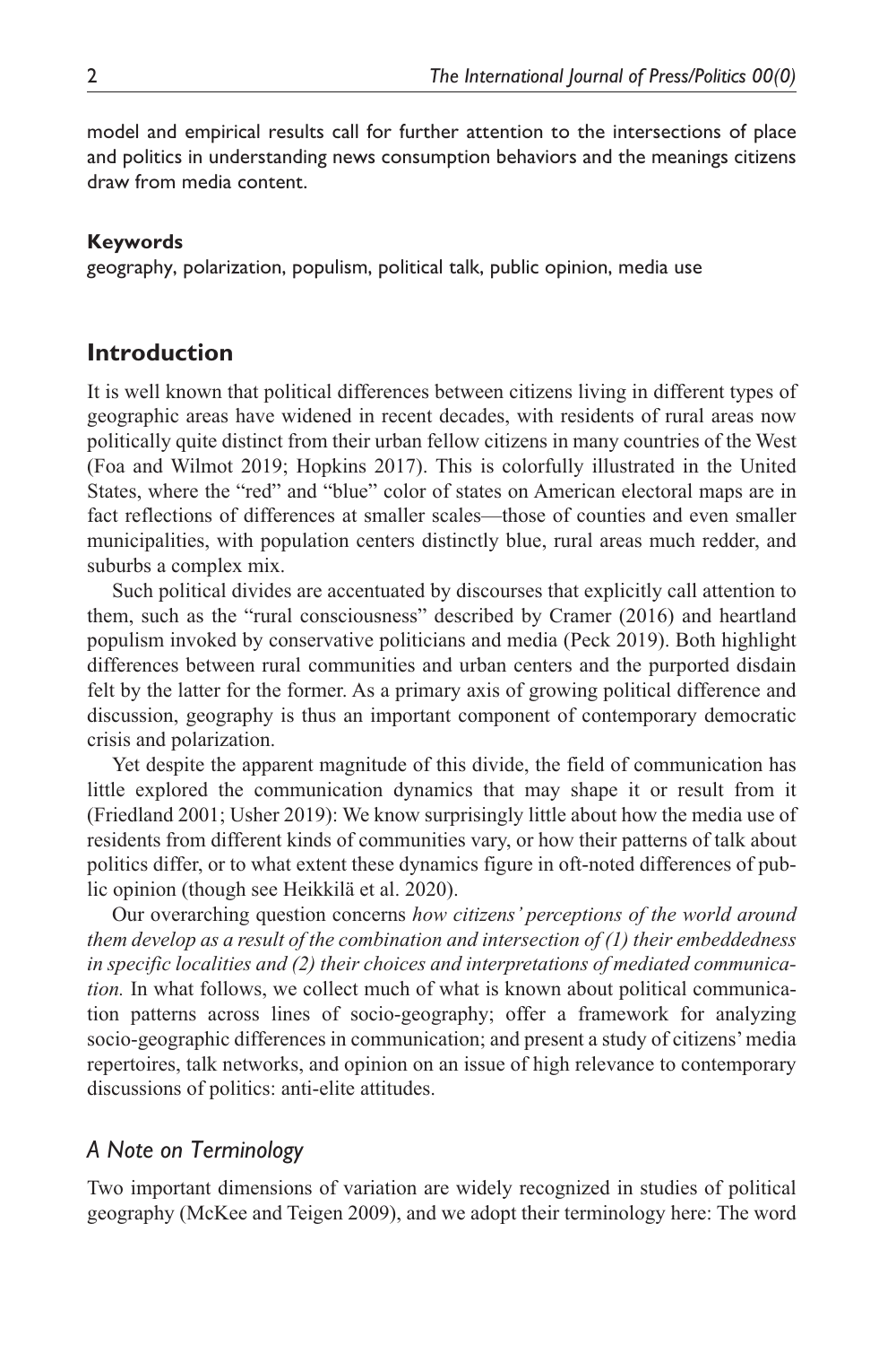model and empirical results call for further attention to the intersections of place and politics in understanding news consumption behaviors and the meanings citizens draw from media content.

**Keywords**

geography, polarization, populism, political talk, public opinion, media use

## Introduction

It is well known that political differences between citizens living in different types of geographic areas have widened in recent decades, with residents of rural areas now politically quite distinct from their urban fellow citizens in many countries of the West (Foa and Wilmot 2019; Hopkins 2017). This is colorfully illustrated in the United States, where the "red" and "blue" color of states on American electoral maps are in fact reflections of differences at smaller scales—those of counties and even smaller municipalities, with population centers distinctly blue, rural areas much redder, and suburbs a complex mix.

Such political divides are accentuated by discourses that explicitly call attention to them, such as the "rural consciousness" described by Cramer (2016) and heartland populism invoked by conservative politicians and media (Peck 2019). Both highlight differences between rural communities and urban centers and the purported disdain felt by the latter for the former. As a primary axis of growing political difference and discussion, geography is thus an important component of contemporary democratic crisis and polarization.

Yet despite the apparent magnitude of this divide, the field of communication has little explored the communication dynamics that may shape it or result from it (Friedland 2001; Usher 2019): We know surprisingly little about how the media use of residents from different kinds of communities vary, or how their patterns of talk about politics differ, or to what extent these dynamics figure in oft-noted differences of public opinion (though see Heikkilä et al. 2020).

Our overarching question concerns *how citizens' perceptions of the world around them develop as a result of the combination and intersection of (1) their embeddedness in specific localities and (2) their choices and interpretations of mediated communication.* In what follows, we collect much of what is known about political communication patterns across lines of socio-geography; offer a framework for analyzing socio-geographic differences in communication; and present a study of citizens' media repertoires, talk networks, and opinion on an issue of high relevance to contemporary discussions of politics: anti-elite attitudes.

### *A Note on Terminology*

Two important dimensions of variation are widely recognized in studies of political geography (McKee and Teigen 2009), and we adopt their terminology here: The word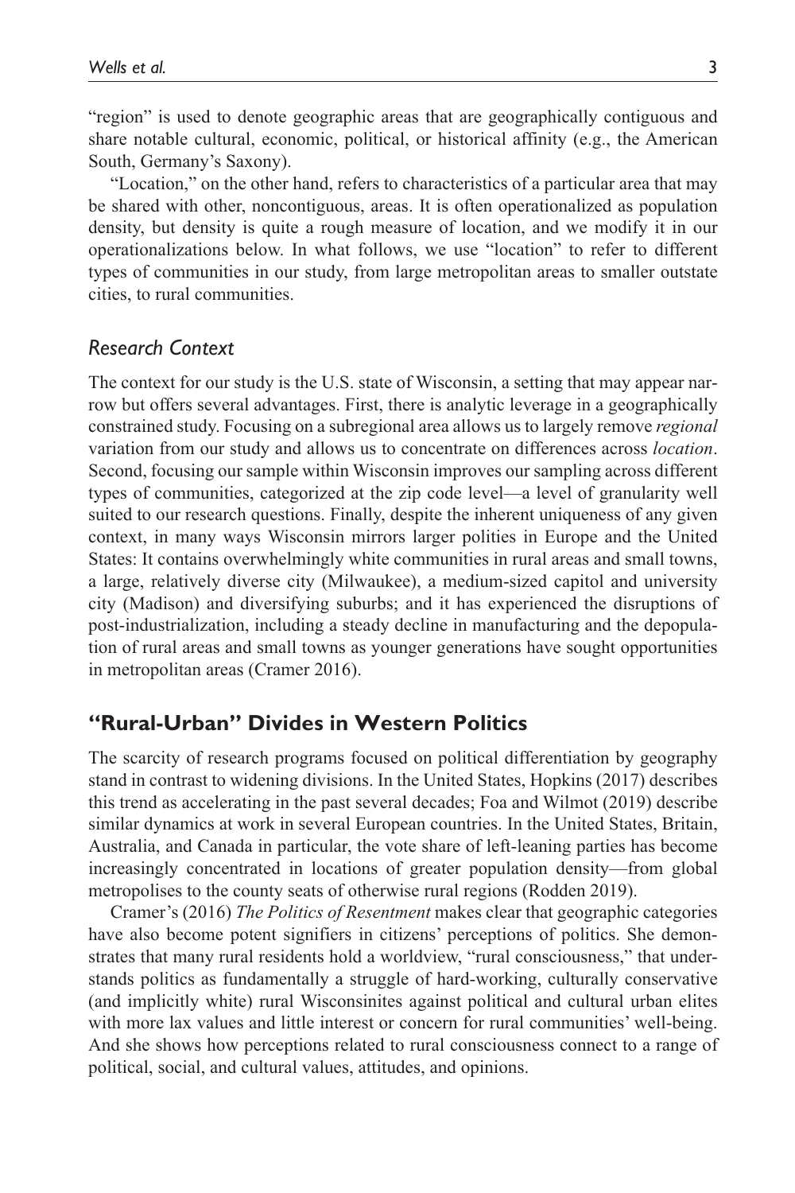"region" is used to denote geographic areas that are geographically contiguous and share notable cultural, economic, political, or historical affinity (e.g., the American South, Germany's Saxony).

"Location," on the other hand, refers to characteristics of a particular area that may be shared with other, noncontiguous, areas. It is often operationalized as population density, but density is quite a rough measure of location, and we modify it in our operationalizations below. In what follows, we use "location" to refer to different types of communities in our study, from large metropolitan areas to smaller outstate cities, to rural communities.

### *Research Context*

The context for our study is the U.S. state of Wisconsin, a setting that may appear narrow but offers several advantages. First, there is analytic leverage in a geographically constrained study. Focusing on a subregional area allows us to largely remove *regional* variation from our study and allows us to concentrate on differences across *location*. Second, focusing our sample within Wisconsin improves our sampling across different types of communities, categorized at the zip code level—a level of granularity well suited to our research questions. Finally, despite the inherent uniqueness of any given context, in many ways Wisconsin mirrors larger polities in Europe and the United States: It contains overwhelmingly white communities in rural areas and small towns, a large, relatively diverse city (Milwaukee), a medium-sized capitol and university city (Madison) and diversifying suburbs; and it has experienced the disruptions of post-industrialization, including a steady decline in manufacturing and the depopulation of rural areas and small towns as younger generations have sought opportunities in metropolitan areas (Cramer 2016).

## "Rural-Urban" Divides in Western Politics

The scarcity of research programs focused on political differentiation by geography stand in contrast to widening divisions. In the United States, Hopkins (2017) describes this trend as accelerating in the past several decades; Foa and Wilmot (2019) describe similar dynamics at work in several European countries. In the United States, Britain, Australia, and Canada in particular, the vote share of left-leaning parties has become increasingly concentrated in locations of greater population density—from global metropolises to the county seats of otherwise rural regions (Rodden 2019).

Cramer's (2016) *The Politics of Resentment* makes clear that geographic categories have also become potent signifiers in citizens' perceptions of politics. She demonstrates that many rural residents hold a worldview, "rural consciousness," that understands politics as fundamentally a struggle of hard-working, culturally conservative (and implicitly white) rural Wisconsinites against political and cultural urban elites with more lax values and little interest or concern for rural communities' well-being. And she shows how perceptions related to rural consciousness connect to a range of political, social, and cultural values, attitudes, and opinions.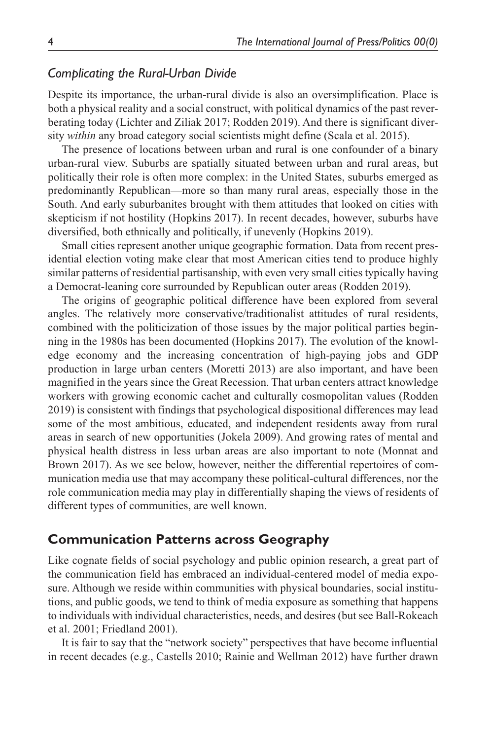### *Complicating the Rural-Urban Divide*

Despite its importance, the urban-rural divide is also an oversimplification. Place is both a physical reality and a social construct, with political dynamics of the past reverberating today (Lichter and Ziliak 2017; Rodden 2019). And there is significant diversity *within* any broad category social scientists might define (Scala et al. 2015).

The presence of locations between urban and rural is one confounder of a binary urban-rural view. Suburbs are spatially situated between urban and rural areas, but politically their role is often more complex: in the United States, suburbs emerged as predominantly Republican—more so than many rural areas, especially those in the South. And early suburbanites brought with them attitudes that looked on cities with skepticism if not hostility (Hopkins 2017). In recent decades, however, suburbs have diversified, both ethnically and politically, if unevenly (Hopkins 2019).

Small cities represent another unique geographic formation. Data from recent presidential election voting make clear that most American cities tend to produce highly similar patterns of residential partisanship, with even very small cities typically having a Democrat-leaning core surrounded by Republican outer areas (Rodden 2019).

The origins of geographic political difference have been explored from several angles. The relatively more conservative/traditionalist attitudes of rural residents, combined with the politicization of those issues by the major political parties beginning in the 1980s has been documented (Hopkins 2017). The evolution of the knowledge economy and the increasing concentration of high-paying jobs and GDP production in large urban centers (Moretti 2013) are also important, and have been magnified in the years since the Great Recession. That urban centers attract knowledge workers with growing economic cachet and culturally cosmopolitan values (Rodden 2019) is consistent with findings that psychological dispositional differences may lead some of the most ambitious, educated, and independent residents away from rural areas in search of new opportunities (Jokela 2009). And growing rates of mental and physical health distress in less urban areas are also important to note (Monnat and Brown 2017). As we see below, however, neither the differential repertoires of communication media use that may accompany these political-cultural differences, nor the role communication media may play in differentially shaping the views of residents of different types of communities, are well known.

## Communication Patterns across Geography

Like cognate fields of social psychology and public opinion research, a great part of the communication field has embraced an individual-centered model of media exposure. Although we reside within communities with physical boundaries, social institutions, and public goods, we tend to think of media exposure as something that happens to individuals with individual characteristics, needs, and desires (but see Ball-Rokeach et al. 2001; Friedland 2001).

It is fair to say that the "network society" perspectives that have become influential in recent decades (e.g., Castells 2010; Rainie and Wellman 2012) have further drawn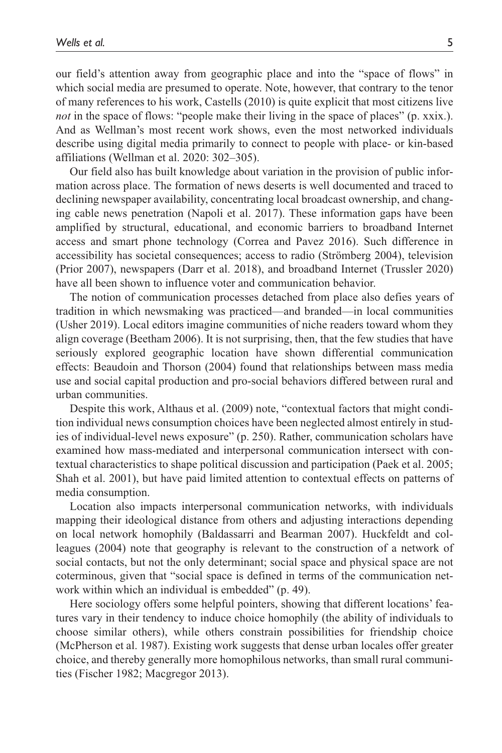our field's attention away from geographic place and into the "space of flows" in which social media are presumed to operate. Note, however, that contrary to the tenor of many references to his work, Castells (2010) is quite explicit that most citizens live *not* in the space of flows: "people make their living in the space of places" (p. xxix.). And as Wellman's most recent work shows, even the most networked individuals describe using digital media primarily to connect to people with place- or kin-based affiliations (Wellman et al. 2020: 302–305).

Our field also has built knowledge about variation in the provision of public information across place. The formation of news deserts is well documented and traced to declining newspaper availability, concentrating local broadcast ownership, and changing cable news penetration (Napoli et al. 2017). These information gaps have been amplified by structural, educational, and economic barriers to broadband Internet access and smart phone technology (Correa and Pavez 2016). Such difference in accessibility has societal consequences; access to radio (Strömberg 2004), television (Prior 2007), newspapers (Darr et al. 2018), and broadband Internet (Trussler 2020) have all been shown to influence voter and communication behavior.

The notion of communication processes detached from place also defies years of tradition in which newsmaking was practiced—and branded—in local communities (Usher 2019). Local editors imagine communities of niche readers toward whom they align coverage (Beetham 2006). It is not surprising, then, that the few studies that have seriously explored geographic location have shown differential communication effects: Beaudoin and Thorson (2004) found that relationships between mass media use and social capital production and pro-social behaviors differed between rural and urban communities.

Despite this work, Althaus et al. (2009) note, "contextual factors that might condition individual news consumption choices have been neglected almost entirely in studies of individual-level news exposure" (p. 250). Rather, communication scholars have examined how mass-mediated and interpersonal communication intersect with contextual characteristics to shape political discussion and participation (Paek et al. 2005; Shah et al. 2001), but have paid limited attention to contextual effects on patterns of media consumption.

Location also impacts interpersonal communication networks, with individuals mapping their ideological distance from others and adjusting interactions depending on local network homophily (Baldassarri and Bearman 2007). Huckfeldt and colleagues (2004) note that geography is relevant to the construction of a network of social contacts, but not the only determinant; social space and physical space are not coterminous, given that "social space is defined in terms of the communication network within which an individual is embedded" (p. 49).

Here sociology offers some helpful pointers, showing that different locations' features vary in their tendency to induce choice homophily (the ability of individuals to choose similar others), while others constrain possibilities for friendship choice (McPherson et al. 1987). Existing work suggests that dense urban locales offer greater choice, and thereby generally more homophilous networks, than small rural communities (Fischer 1982; Macgregor 2013).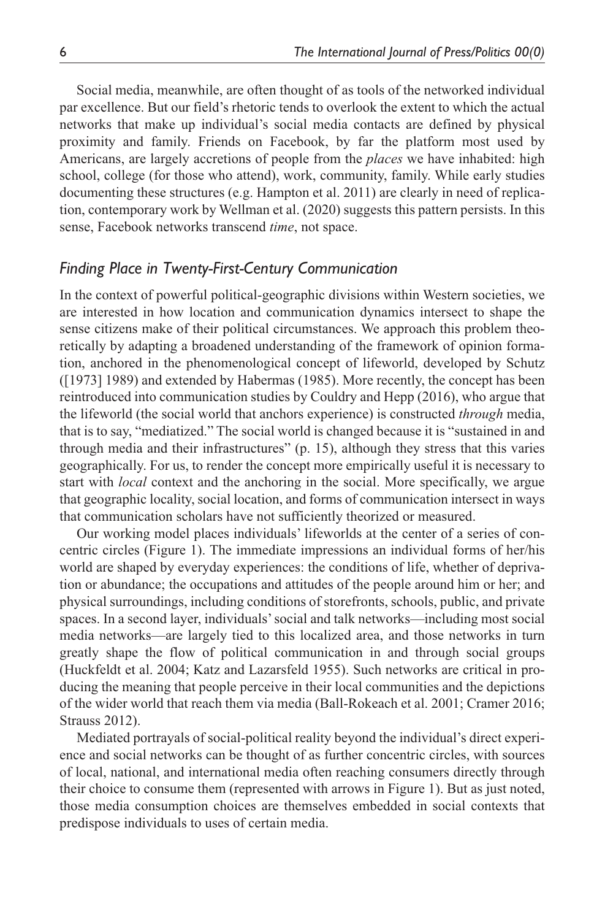Social media, meanwhile, are often thought of as tools of the networked individual par excellence. But our field's rhetoric tends to overlook the extent to which the actual networks that make up individual's social media contacts are defined by physical proximity and family. Friends on Facebook, by far the platform most used by Americans, are largely accretions of people from the *places* we have inhabited: high school, college (for those who attend), work, community, family. While early studies documenting these structures (e.g. Hampton et al. 2011) are clearly in need of replication, contemporary work by Wellman et al. (2020) suggests this pattern persists. In this sense, Facebook networks transcend *time*, not space.

### *Finding Place in Twenty-First-Century Communication*

In the context of powerful political-geographic divisions within Western societies, we are interested in how location and communication dynamics intersect to shape the sense citizens make of their political circumstances. We approach this problem theoretically by adapting a broadened understanding of the framework of opinion formation, anchored in the phenomenological concept of lifeworld, developed by Schutz ([1973] 1989) and extended by Habermas (1985). More recently, the concept has been reintroduced into communication studies by Couldry and Hepp (2016), who argue that the lifeworld (the social world that anchors experience) is constructed *through* media, that is to say, "mediatized." The social world is changed because it is "sustained in and through media and their infrastructures" (p. 15), although they stress that this varies geographically. For us, to render the concept more empirically useful it is necessary to start with *local* context and the anchoring in the social. More specifically, we argue that geographic locality, social location, and forms of communication intersect in ways that communication scholars have not sufficiently theorized or measured.

Our working model places individuals' lifeworlds at the center of a series of concentric circles (Figure 1). The immediate impressions an individual forms of her/his world are shaped by everyday experiences: the conditions of life, whether of deprivation or abundance; the occupations and attitudes of the people around him or her; and physical surroundings, including conditions of storefronts, schools, public, and private spaces. In a second layer, individuals' social and talk networks—including most social media networks—are largely tied to this localized area, and those networks in turn greatly shape the flow of political communication in and through social groups (Huckfeldt et al. 2004; Katz and Lazarsfeld 1955). Such networks are critical in producing the meaning that people perceive in their local communities and the depictions of the wider world that reach them via media (Ball-Rokeach et al. 2001; Cramer 2016; Strauss 2012).

Mediated portrayals of social-political reality beyond the individual's direct experience and social networks can be thought of as further concentric circles, with sources of local, national, and international media often reaching consumers directly through their choice to consume them (represented with arrows in Figure 1). But as just noted, those media consumption choices are themselves embedded in social contexts that predispose individuals to uses of certain media.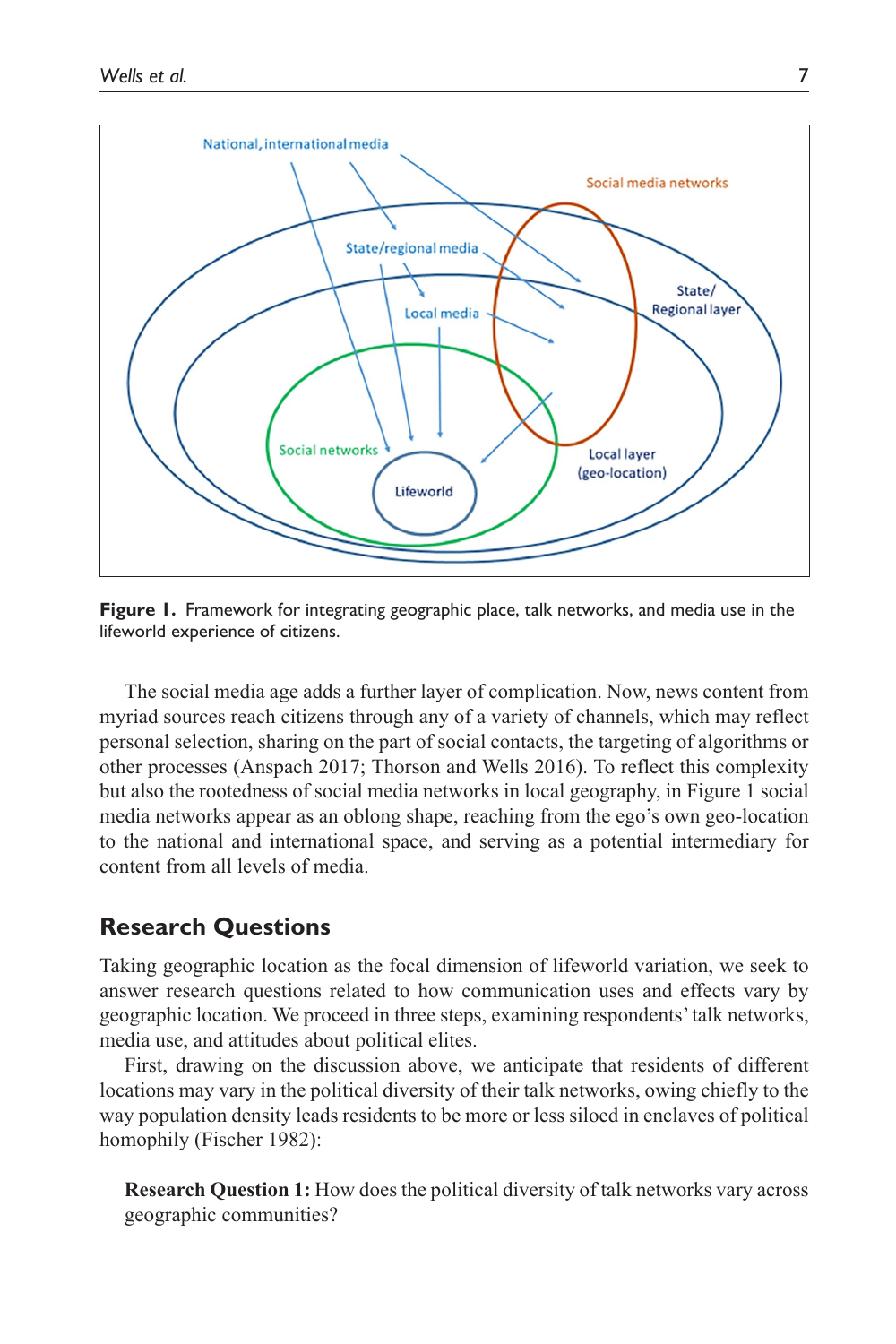**Figure 1.** Framework for integrating geographic place, talk networks, and media use in the lifeworld experience of citizens.

The social media age adds a further layer of complication. Now, news content from myriad sources reach citizens through any of a variety of channels, which may reflect personal selection, sharing on the part of social contacts, the targeting of algorithms or other processes (Anspach 2017; Thorson and Wells 2016). To reflect this complexity but also the rootedness of social media networks in local geography, in Figure 1 social media networks appear as an oblong shape, reaching from the ego's own geo-location to the national and international space, and serving as a potential intermediary for content from all levels of media.

## Research Questions

Taking geographic location as the focal dimension of lifeworld variation, we seek to answer research questions related to how communication uses and effects vary by geographic location. We proceed in three steps, examining respondents' talk networks, media use, and attitudes about political elites.

First, drawing on the discussion above, we anticipate that residents of different locations may vary in the political diversity of their talk networks, owing chiefly to the way population density leads residents to be more or less siloed in enclaves of political homophily (Fischer 1982):

> **Research Question 1:** How does the political diversity of talk networks vary across geographic communities?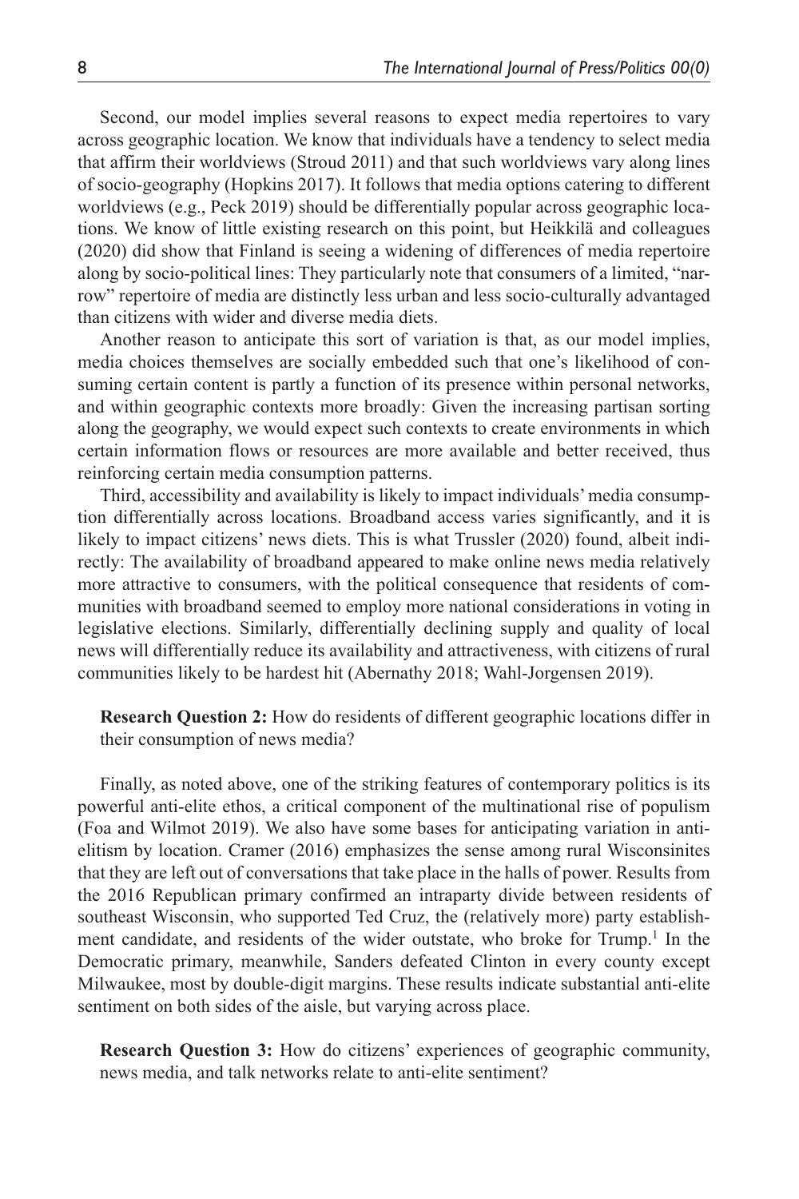Second, our model implies several reasons to expect media repertoires to vary across geographic location. We know that individuals have a tendency to select media that affirm their worldviews (Stroud 2011) and that such worldviews vary along lines of socio-geography (Hopkins 2017). It follows that media options catering to different worldviews (e.g., Peck 2019) should be differentially popular across geographic locations. We know of little existing research on this point, but Heikkilä and colleagues (2020) did show that Finland is seeing a widening of differences of media repertoire along by socio-political lines: They particularly note that consumers of a limited, "narrow" repertoire of media are distinctly less urban and less socio-culturally advantaged than citizens with wider and diverse media diets.

Another reason to anticipate this sort of variation is that, as our model implies, media choices themselves are socially embedded such that one's likelihood of consuming certain content is partly a function of its presence within personal networks, and within geographic contexts more broadly: Given the increasing partisan sorting along the geography, we would expect such contexts to create environments in which certain information flows or resources are more available and better received, thus reinforcing certain media consumption patterns.

Third, accessibility and availability is likely to impact individuals' media consumption differentially across locations. Broadband access varies significantly, and it is likely to impact citizens' news diets. This is what Trussler (2020) found, albeit indirectly: The availability of broadband appeared to make online news media relatively more attractive to consumers, with the political consequence that residents of communities with broadband seemed to employ more national considerations in voting in legislative elections. Similarly, differentially declining supply and quality of local news will differentially reduce its availability and attractiveness, with citizens of rural communities likely to be hardest hit (Abernathy 2018; Wahl-Jorgensen 2019).

**Research Question 2:** How do residents of different geographic locations differ in their consumption of news media?

Finally, as noted above, one of the striking features of contemporary politics is its powerful anti-elite ethos, a critical component of the multinational rise of populism (Foa and Wilmot 2019). We also have some bases for anticipating variation in anti-elitism by location. Cramer (2016) emphasizes the sense among rural Wisconsinites that they are left out of conversations that take place in the halls of power. Results from the 2016 Republican primary confirmed an intraparty divide between residents of southeast Wisconsin, who supported Ted Cruz, the (relatively more) party establishment candidate, and residents of the wider outstate, who broke for Trump.[1] In the Democratic primary, meanwhile, Sanders defeated Clinton in every county except Milwaukee, most by double-digit margins. These results indicate substantial anti-elite sentiment on both sides of the aisle, but varying across place.

**Research Question 3:** How do citizens' experiences of geographic community, news media, and talk networks relate to anti-elite sentiment?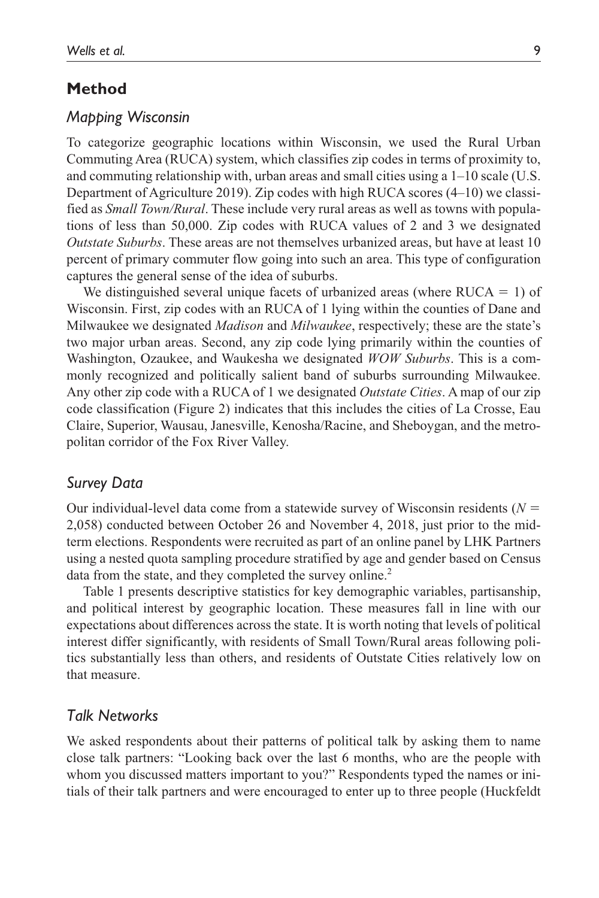## Method

### *Mapping Wisconsin*

To categorize geographic locations within Wisconsin, we used the Rural Urban Commuting Area (RUCA) system, which classifies zip codes in terms of proximity to, and commuting relationship with, urban areas and small cities using a 1–10 scale (U.S. Department of Agriculture 2019). Zip codes with high RUCA scores (4–10) we classified as *Small Town/Rural*. These include very rural areas as well as towns with populations of less than 50,000. Zip codes with RUCA values of 2 and 3 we designated *Outstate Suburbs*. These areas are not themselves urbanized areas, but have at least 10 percent of primary commuter flow going into such an area. This type of configuration captures the general sense of the idea of suburbs.

We distinguished several unique facets of urbanized areas (where RUCA = 1) of Wisconsin. First, zip codes with an RUCA of 1 lying within the counties of Dane and Milwaukee we designated *Madison* and *Milwaukee*, respectively; these are the state's two major urban areas. Second, any zip code lying primarily within the counties of Washington, Ozaukee, and Waukesha we designated *WOW Suburbs*. This is a commonly recognized and politically salient band of suburbs surrounding Milwaukee. Any other zip code with a RUCA of 1 we designated *Outstate Cities*. A map of our zip code classification (Figure 2) indicates that this includes the cities of La Crosse, Eau Claire, Superior, Wausau, Janesville, Kenosha/Racine, and Sheboygan, and the metropolitan corridor of the Fox River Valley.

### *Survey Data*

Our individual-level data come from a statewide survey of Wisconsin residents ($N$ = 2,058) conducted between October 26 and November 4, 2018, just prior to the midterm elections. Respondents were recruited as part of an online panel by LHK Partners using a nested quota sampling procedure stratified by age and gender based on Census data from the state, and they completed the survey online.[2]

Table 1 presents descriptive statistics for key demographic variables, partisanship, and political interest by geographic location. These measures fall in line with our expectations about differences across the state. It is worth noting that levels of political interest differ significantly, with residents of Small Town/Rural areas following politics substantially less than others, and residents of Outstate Cities relatively low on that measure.

### *Talk Networks*

We asked respondents about their patterns of political talk by asking them to name close talk partners: "Looking back over the last 6 months, who are the people with whom you discussed matters important to you?" Respondents typed the names or initials of their talk partners and were encouraged to enter up to three people (Huckfeldt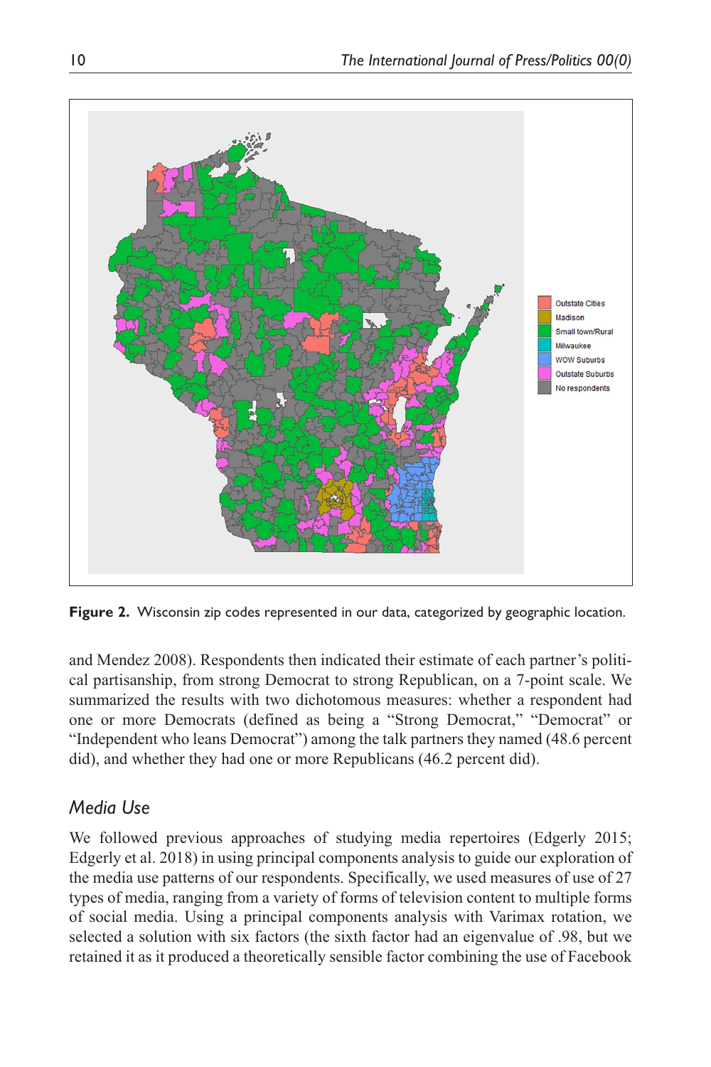**Figure 2.** Wisconsin zip codes represented in our data, categorized by geographic location.

and Mendez 2008). Respondents then indicated their estimate of each partner's political partisanship, from strong Democrat to strong Republican, on a 7-point scale. We summarized the results with two dichotomous measures: whether a respondent had one or more Democrats (defined as being a "Strong Democrat," "Democrat" or "Independent who leans Democrat") among the talk partners they named (48.6 percent did), and whether they had one or more Republicans (46.2 percent did).

### *Media Use*

We followed previous approaches of studying media repertoires (Edgerly 2015; Edgerly et al. 2018) in using principal components analysis to guide our exploration of the media use patterns of our respondents. Specifically, we used measures of use of 27 types of media, ranging from a variety of forms of television content to multiple forms of social media. Using a principal components analysis with Varimax rotation, we selected a solution with six factors (the sixth factor had an eigenvalue of .98, but we retained it as it produced a theoretically sensible factor combining the use of Facebook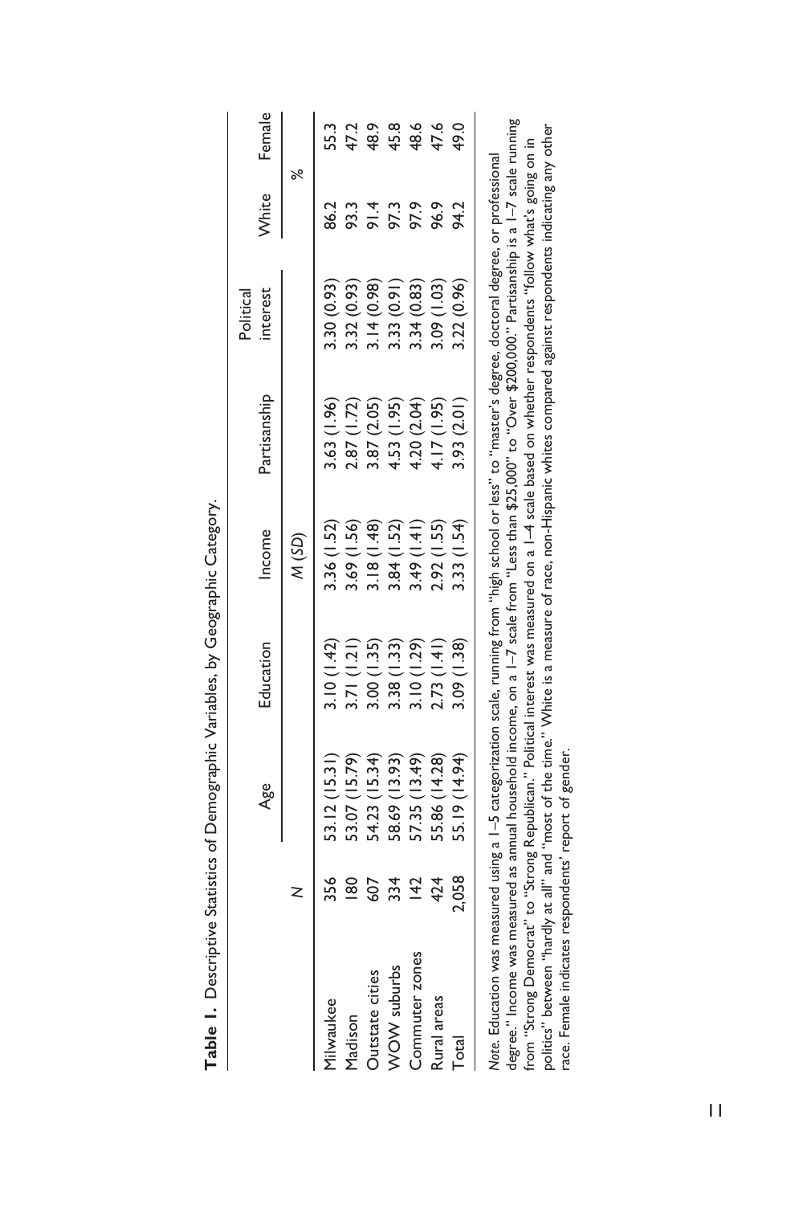**Table 1.** Descriptive Statistics of Demographic Variables, by Geographic Category.

| | N | Age | Education | Income | Partisanship | Political interest | White | Female |
|---|---|---|---|---|---|---|---|---|
| | | M (SD) | | | | | % | |
| Milwaukee | 356 | 53.12 (15.31) | 3.10 (1.42) | 3.36 (1.52) | 3.63 (1.96) | 3.30 (0.93) | 86.2 | 55.3 |
| Madison | 180 | 53.07 (15.79) | 3.71 (1.21) | 3.69 (1.56) | 2.87 (1.72) | 3.32 (0.93) | 93.3 | 47.2 |
| Outstate cities | 607 | 54.23 (15.34) | 3.00 (1.35) | 3.18 (1.48) | 3.87 (2.05) | 3.14 (0.98) | 91.4 | 48.9 |
| WOW suburbs | 334 | 58.69 (13.93) | 3.38 (1.33) | 3.84 (1.52) | 4.53 (1.95) | 3.33 (0.91) | 97.3 | 45.8 |
| Commuter zones | 142 | 57.35 (13.49) | 3.10 (1.29) | 3.49 (1.41) | 4.20 (2.04) | 3.34 (0.83) | 97.9 | 48.6 |
| Rural areas | 424 | 55.86 (14.28) | 2.73 (1.41) | 2.92 (1.55) | 4.17 (1.95) | 3.09 (1.03) | 96.9 | 47.6 |
| Total | 2,058 | 55.19 (14.94) | 3.09 (1.38) | 3.33 (1.54) | 3.93 (2.01) | 3.22 (0.96) | 94.2 | 49.0 |

*Note.* Education was measured using a 1–5 categorization scale, running from "high school or less" to "master's degree, doctoral degree, or professional degree." Income was measured as annual household income, on a 1–7 scale from "Less than $25,000" to "Over $200,000." Partisanship is a 1–7 scale running from "Strong Democrat" to "Strong Republican." Political interest was measured on a 1–4 scale based on whether respondents "follow what's going on in politics" between "hardly at all" and "most of the time." White is a measure of race, non-Hispanic whites compared against respondents indicating any other race. Female indicates respondents' report of gender.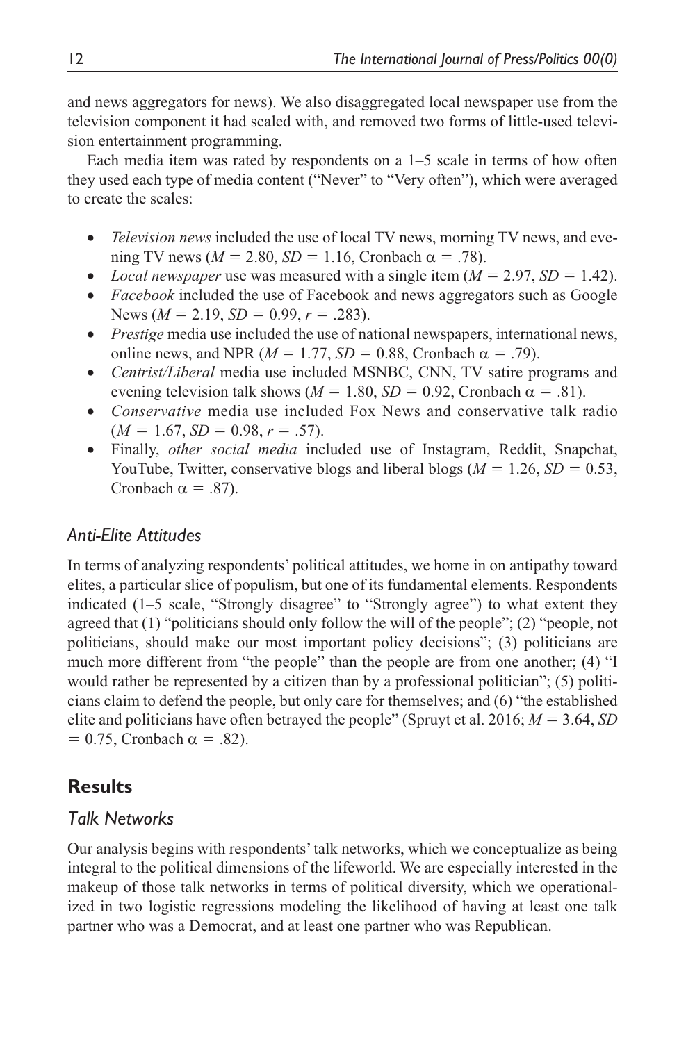and news aggregators for news). We also disaggregated local newspaper use from the television component it had scaled with, and removed two forms of little-used television entertainment programming.

Each media item was rated by respondents on a 1–5 scale in terms of how often they used each type of media content ("Never" to "Very often"), which were averaged to create the scales:

- *Television news* included the use of local TV news, morning TV news, and evening TV news ($M = 2.80$, $SD = 1.16$, Cronbach $\alpha = .78$).
- *Local newspaper* use was measured with a single item ($M = 2.97$, $SD = 1.42$).
- *Facebook* included the use of Facebook and news aggregators such as Google News ($M = 2.19$, $SD = 0.99$, $r = .283$).
- *Prestige* media use included the use of national newspapers, international news, online news, and NPR ($M = 1.77$, $SD = 0.88$, Cronbach $\alpha = .79$).
- *Centrist/Liberal* media use included MSNBC, CNN, TV satire programs and evening television talk shows ($M = 1.80$, $SD = 0.92$, Cronbach $\alpha = .81$).
- *Conservative* media use included Fox News and conservative talk radio ($M = 1.67$, $SD = 0.98$, $r = .57$).
- Finally, *other social media* included use of Instagram, Reddit, Snapchat, YouTube, Twitter, conservative blogs and liberal blogs ($M = 1.26$, $SD = 0.53$, Cronbach $\alpha = .87$).

### *Anti-Elite Attitudes*

In terms of analyzing respondents' political attitudes, we home in on antipathy toward elites, a particular slice of populism, but one of its fundamental elements. Respondents indicated (1–5 scale, "Strongly disagree" to "Strongly agree") to what extent they agreed that (1) "politicians should only follow the will of the people"; (2) "people, not politicians, should make our most important policy decisions"; (3) politicians are much more different from "the people" than the people are from one another; (4) "I would rather be represented by a citizen than by a professional politician"; (5) politicians claim to defend the people, but only care for themselves; and (6) "the established elite and politicians have often betrayed the people" (Spruyt et al. 2016; $M = 3.64$, $SD = 0.75$, Cronbach $\alpha = .82$).

## **Results**

### *Talk Networks*

Our analysis begins with respondents' talk networks, which we conceptualize as being integral to the political dimensions of the lifeworld. We are especially interested in the makeup of those talk networks in terms of political diversity, which we operationalized in two logistic regressions modeling the likelihood of having at least one talk partner who was a Democrat, and at least one partner who was Republican.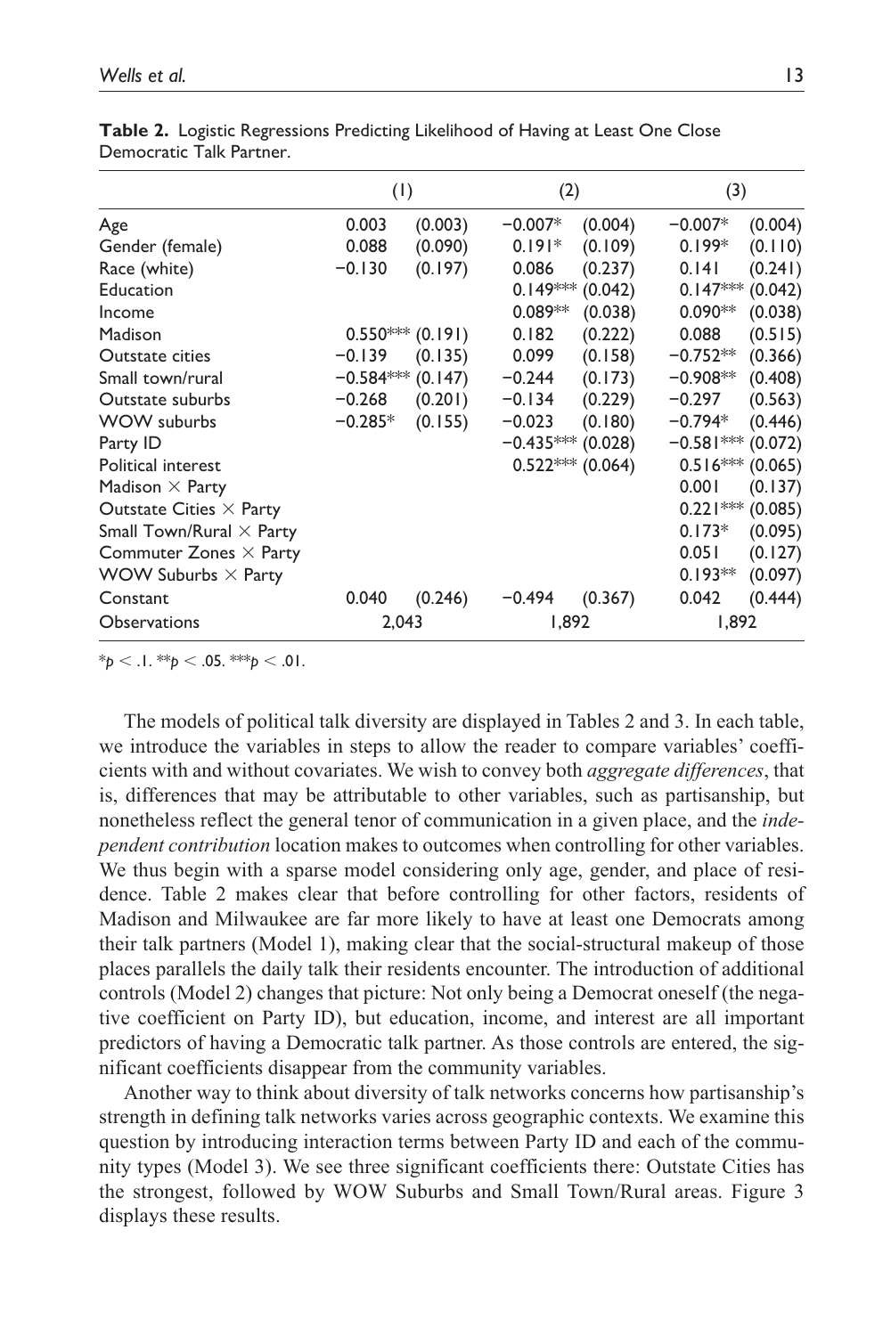**Table 2.** Logistic Regressions Predicting Likelihood of Having at Least One Close Democratic Talk Partner.

| | (1) | | (2) | | (3) | |
|---|---|---|---|---|---|---|
| Age | 0.003 | (0.003) | −0.007* | (0.004) | −0.007* | (0.004) |
| Gender (female) | 0.088 | (0.090) | 0.191* | (0.109) | 0.199* | (0.110) |
| Race (white) | −0.130 | (0.197) | 0.086 | (0.237) | 0.141 | (0.241) |
| Education | | | 0.149*** | (0.042) | 0.147*** | (0.042) |
| Income | | | 0.089** | (0.038) | 0.090** | (0.038) |
| Madison | 0.550*** | (0.191) | 0.182 | (0.222) | 0.088 | (0.515) |
| Outstate cities | −0.139 | (0.135) | 0.099 | (0.158) | −0.752** | (0.366) |
| Small town/rural | −0.584*** | (0.147) | −0.244 | (0.173) | −0.908** | (0.408) |
| Outstate suburbs | −0.268 | (0.201) | −0.134 | (0.229) | −0.297 | (0.563) |
| WOW suburbs | −0.285* | (0.155) | −0.023 | (0.180) | −0.794* | (0.446) |
| Party ID | | | −0.435*** | (0.028) | −0.581*** | (0.072) |
| Political interest | | | 0.522*** | (0.064) | 0.516*** | (0.065) |
| Madison × Party | | | | | 0.001 | (0.137) |
| Outstate Cities × Party | | | | | 0.221*** | (0.085) |
| Small Town/Rural × Party | | | | | 0.173* | (0.095) |
| Commuter Zones × Party | | | | | 0.051 | (0.127) |
| WOW Suburbs × Party | | | | | 0.193** | (0.097) |
| Constant | 0.040 | (0.246) | −0.494 | (0.367) | 0.042 | (0.444) |
| Observations | 2,043 | | 1,892 | | 1,892 | |

*$p < .1$. **$p < .05$. ***$p < .01$.

The models of political talk diversity are displayed in Tables 2 and 3. In each table, we introduce the variables in steps to allow the reader to compare variables' coefficients with and without covariates. We wish to convey both *aggregate differences*, that is, differences that may be attributable to other variables, such as partisanship, but nonetheless reflect the general tenor of communication in a given place, and the *independent contribution* location makes to outcomes when controlling for other variables. We thus begin with a sparse model considering only age, gender, and place of residence. Table 2 makes clear that before controlling for other factors, residents of Madison and Milwaukee are far more likely to have at least one Democrats among their talk partners (Model 1), making clear that the social-structural makeup of those places parallels the daily talk their residents encounter. The introduction of additional controls (Model 2) changes that picture: Not only being a Democrat oneself (the negative coefficient on Party ID), but education, income, and interest are all important predictors of having a Democratic talk partner. As those controls are entered, the significant coefficients disappear from the community variables.

Another way to think about diversity of talk networks concerns how partisanship's strength in defining talk networks varies across geographic contexts. We examine this question by introducing interaction terms between Party ID and each of the community types (Model 3). We see three significant coefficients there: Outstate Cities has the strongest, followed by WOW Suburbs and Small Town/Rural areas. Figure 3 displays these results.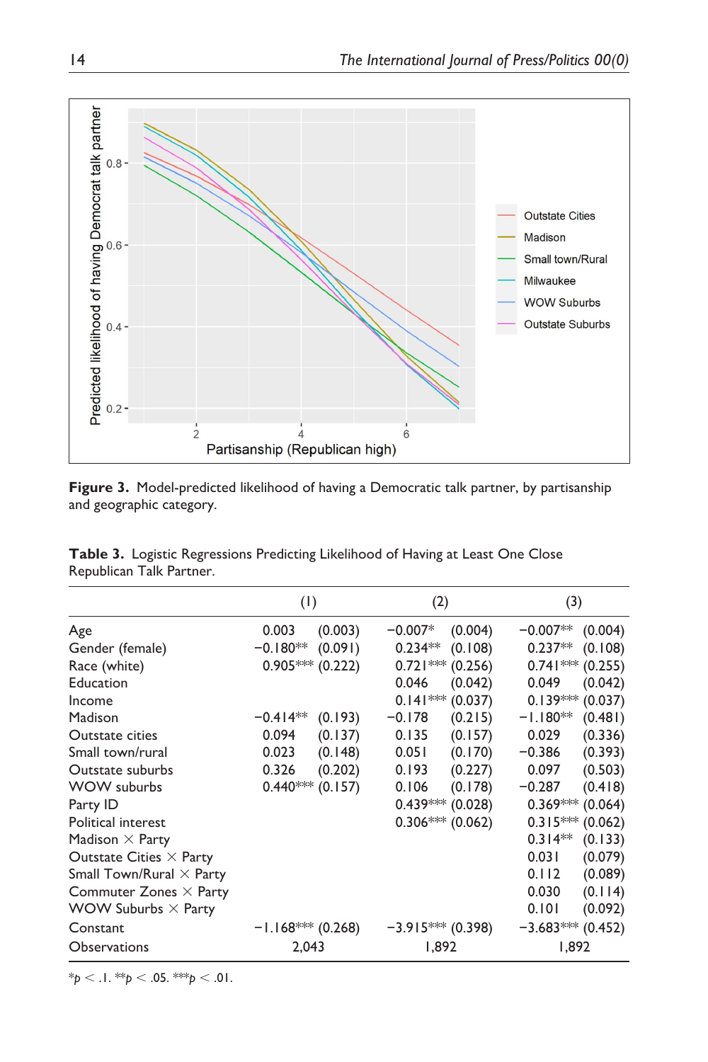**Figure 3.** Model-predicted likelihood of having a Democratic talk partner, by partisanship and geographic category.

**Table 3.** Logistic Regressions Predicting Likelihood of Having at Least One Close Republican Talk Partner.

| | (1) | | (2) | | (3) | |
|---|---|---|---|---|---|---|
| Age | 0.003 | (0.003) | −0.007* | (0.004) | −0.007** | (0.004) |
| Gender (female) | −0.180** | (0.091) | 0.234** | (0.108) | 0.237** | (0.108) |
| Race (white) | 0.905*** | (0.222) | 0.721*** | (0.256) | 0.741*** | (0.255) |
| Education | | | 0.046 | (0.042) | 0.049 | (0.042) |
| Income | | | 0.141*** | (0.037) | 0.139*** | (0.037) |
| Madison | −0.414** | (0.193) | −0.178 | (0.215) | −1.180** | (0.481) |
| Outstate cities | 0.094 | (0.137) | 0.135 | (0.157) | 0.029 | (0.336) |
| Small town/rural | 0.023 | (0.148) | 0.051 | (0.170) | −0.386 | (0.393) |
| Outstate suburbs | 0.326 | (0.202) | 0.193 | (0.227) | 0.097 | (0.503) |
| WOW suburbs | 0.440*** | (0.157) | 0.106 | (0.178) | −0.287 | (0.418) |
| Party ID | | | 0.439*** | (0.028) | 0.369*** | (0.064) |
| Political interest | | | 0.306*** | (0.062) | 0.315*** | (0.062) |
| Madison × Party | | | | | 0.314** | (0.133) |
| Outstate Cities × Party | | | | | 0.031 | (0.079) |
| Small Town/Rural × Party | | | | | 0.112 | (0.089) |
| Commuter Zones × Party | | | | | 0.030 | (0.114) |
| WOW Suburbs × Party | | | | | 0.101 | (0.092) |
| Constant | −1.168*** | (0.268) | −3.915*** | (0.398) | −3.683*** | (0.452) |
| Observations | 2,043 | | 1,892 | | 1,892 | |

*$p < .1$. **$p < .05$. ***$p < .01$.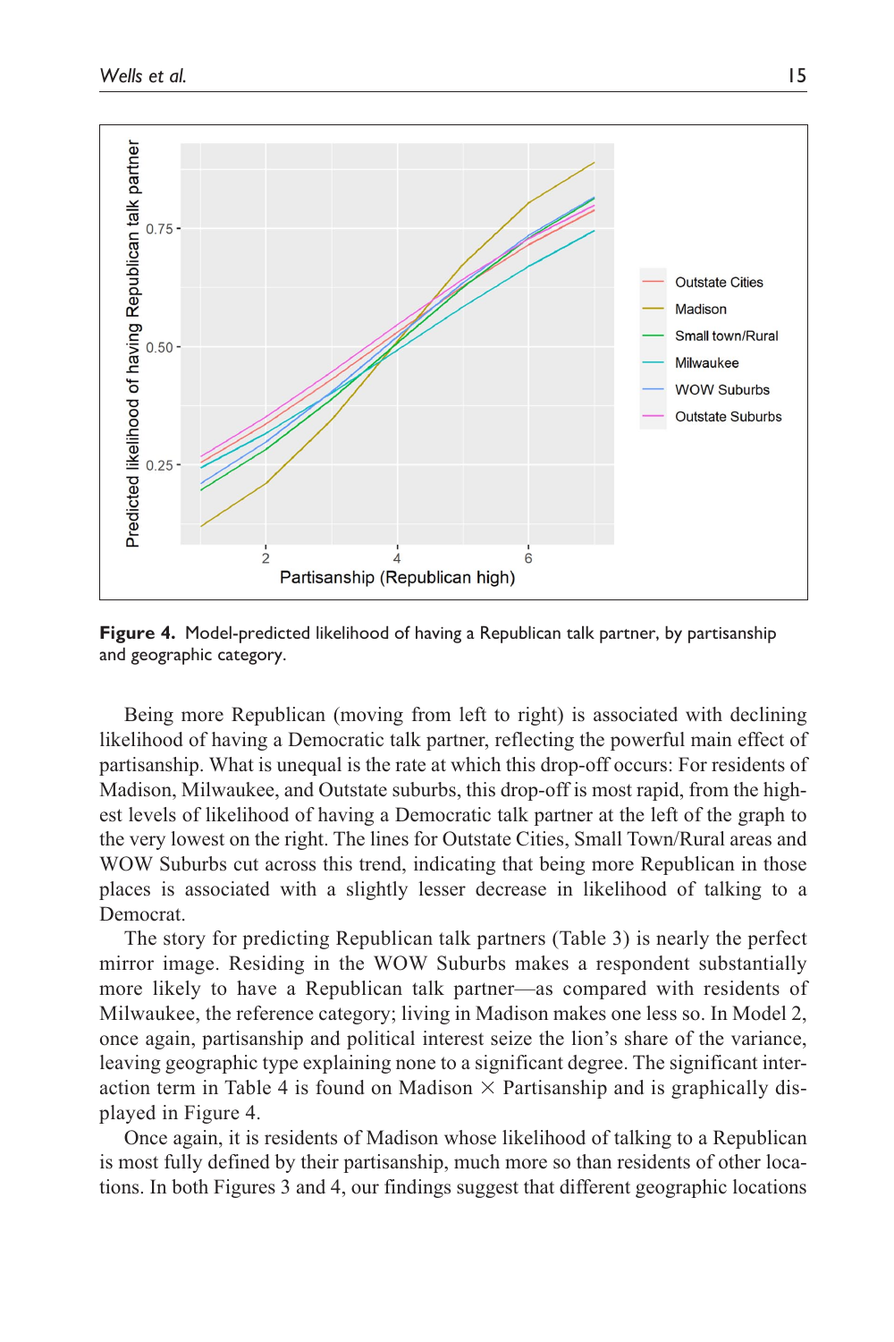**Figure 4.** Model-predicted likelihood of having a Republican talk partner, by partisanship and geographic category.

Being more Republican (moving from left to right) is associated with declining likelihood of having a Democratic talk partner, reflecting the powerful main effect of partisanship. What is unequal is the rate at which this drop-off occurs: For residents of Madison, Milwaukee, and Outstate suburbs, this drop-off is most rapid, from the highest levels of likelihood of having a Democratic talk partner at the left of the graph to the very lowest on the right. The lines for Outstate Cities, Small Town/Rural areas and WOW Suburbs cut across this trend, indicating that being more Republican in those places is associated with a slightly lesser decrease in likelihood of talking to a Democrat.

The story for predicting Republican talk partners (Table 3) is nearly the perfect mirror image. Residing in the WOW Suburbs makes a respondent substantially more likely to have a Republican talk partner—as compared with residents of Milwaukee, the reference category; living in Madison makes one less so. In Model 2, once again, partisanship and political interest seize the lion's share of the variance, leaving geographic type explaining none to a significant degree. The significant interaction term in Table 4 is found on Madison × Partisanship and is graphically displayed in Figure 4.

Once again, it is residents of Madison whose likelihood of talking to a Republican is most fully defined by their partisanship, much more so than residents of other locations. In both Figures 3 and 4, our findings suggest that different geographic locations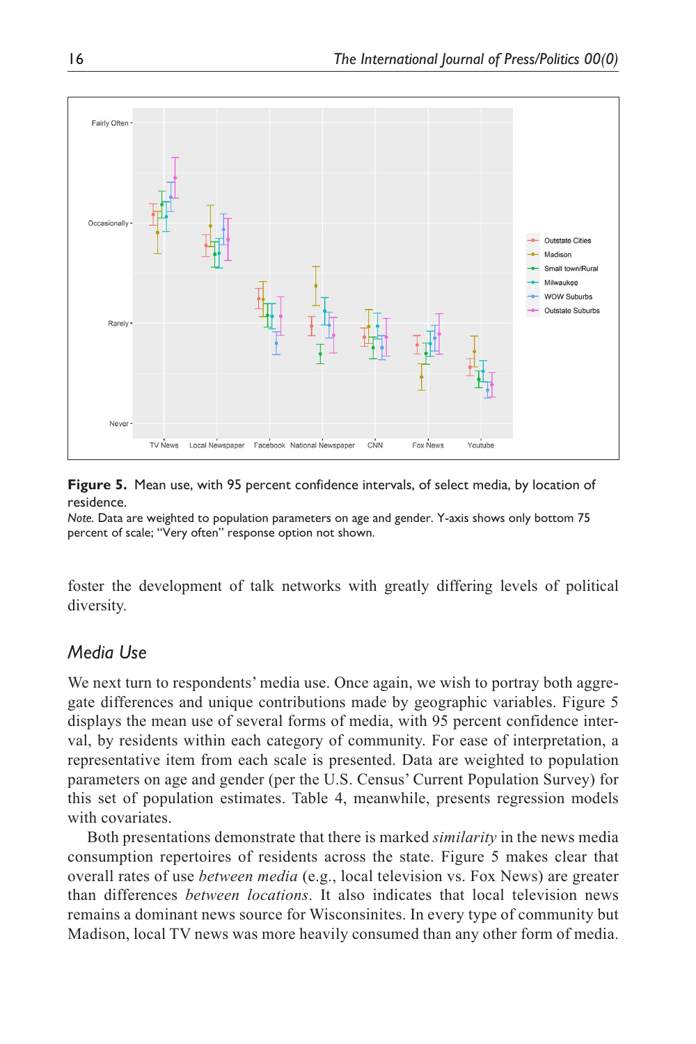**Figure 5.** Mean use, with 95 percent confidence intervals, of select media, by location of residence.

*Note.* Data are weighted to population parameters on age and gender. Y-axis shows only bottom 75 percent of scale; "Very often" response option not shown.

foster the development of talk networks with greatly differing levels of political diversity.

## *Media Use*

We next turn to respondents' media use. Once again, we wish to portray both aggregate differences and unique contributions made by geographic variables. Figure 5 displays the mean use of several forms of media, with 95 percent confidence interval, by residents within each category of community. For ease of interpretation, a representative item from each scale is presented. Data are weighted to population parameters on age and gender (per the U.S. Census' Current Population Survey) for this set of population estimates. Table 4, meanwhile, presents regression models with covariates.

Both presentations demonstrate that there is marked *similarity* in the news media consumption repertoires of residents across the state. Figure 5 makes clear that overall rates of use *between media* (e.g., local television vs. Fox News) are greater than differences *between locations*. It also indicates that local television news remains a dominant news source for Wisconsinites. In every type of community but Madison, local TV news was more heavily consumed than any other form of media.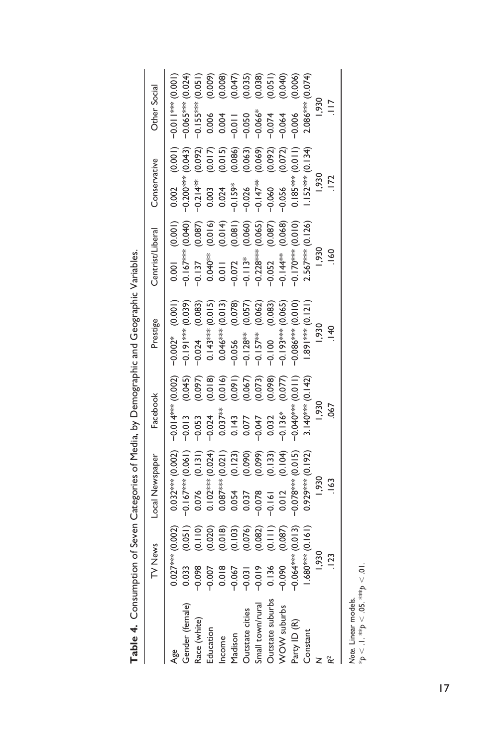**Table 4.** Consumption of Seven Categories of Media, by Demographic and Geographic Variables.

| | TV News | | Local Newspaper | | Facebook | | Prestige | | Centrist/Liberal | | Conservative | | Other Social | |
|---|---|---|---|---|---|---|---|---|---|---|---|---|---|---|
| Age | 0.027*** | (0.002) | 0.032*** | (0.002) | −0.014*** | (0.002) | −0.002* | (0.001) | 0.001 | (0.001) | 0.002 | (0.001) | −0.011*** | (0.001) |
| Gender (female) | 0.033 | (0.051) | −0.167*** | (0.061) | −0.013 | (0.045) | −0.191*** | (0.039) | −0.167*** | (0.040) | −0.200*** | (0.043) | −0.065*** | (0.024) |
| Race (white) | −0.098 | (0.110) | 0.076 | (0.131) | −0.053 | (0.097) | −0.024 | (0.083) | −0.137 | (0.087) | −0.214** | (0.092) | −0.155*** | (0.051) |
| Education | −0.007 | (0.020) | 0.102*** | (0.024) | −0.024 | (0.018) | 0.143*** | (0.015) | 0.040** | (0.016) | 0.003 | (0.017) | 0.006 | (0.009) |
| Income | 0.018 | (0.018) | 0.087*** | (0.021) | 0.037** | (0.016) | 0.046*** | (0.013) | 0.011 | (0.014) | 0.024 | (0.015) | 0.004 | (0.008) |
| Madison | −0.067 | (0.103) | 0.054 | (0.123) | 0.143 | (0.091) | −0.056 | (0.078) | −0.072 | (0.081) | −0.159* | (0.086) | −0.011 | (0.047) |
| Outstate cities | −0.031 | (0.076) | 0.037 | (0.090) | 0.077 | (0.067) | −0.128** | (0.057) | −0.113* | (0.060) | −0.026 | (0.063) | −0.050 | (0.035) |
| Small town/rural | −0.019 | (0.082) | −0.078 | (0.099) | −0.047 | (0.073) | −0.157** | (0.062) | −0.228*** | (0.065) | −0.147** | (0.069) | −0.066* | (0.038) |
| Outstate suburbs | 0.136 | (0.111) | −0.161 | (0.133) | 0.032 | (0.098) | −0.100 | (0.083) | −0.052 | (0.087) | −0.060 | (0.092) | −0.074 | (0.051) |
| WOW suburbs | −0.090 | (0.087) | 0.012 | (0.104) | −0.136* | (0.077) | −0.193*** | (0.065) | −0.144** | (0.068) | −0.056 | (0.072) | −0.064 | (0.040) |
| Party ID (R) | −0.064*** | (0.013) | −0.078*** | (0.015) | −0.040*** | (0.011) | −0.086*** | (0.010) | −0.170*** | (0.010) | 0.185*** | (0.011) | −0.006 | (0.006) |
| Constant | 1.680*** | (0.161) | 0.929*** | (0.192) | 3.140*** | (0.142) | 1.891*** | (0.121) | 2.567*** | (0.126) | 1.152*** | (0.134) | 2.086*** | (0.074) |
| $N$ | 1,930 | | 1,930 | | 1,930 | | 1,930 | | 1,930 | | 1,930 | | 1,930 | |
| $R^2$ | .123 | | .163 | | .067 | | .140 | | .160 | | .172 | | .117 | |

*Note.* Linear models.
$^{*}p < .1$. $^{**}p < .05$. $^{***}p < .01$.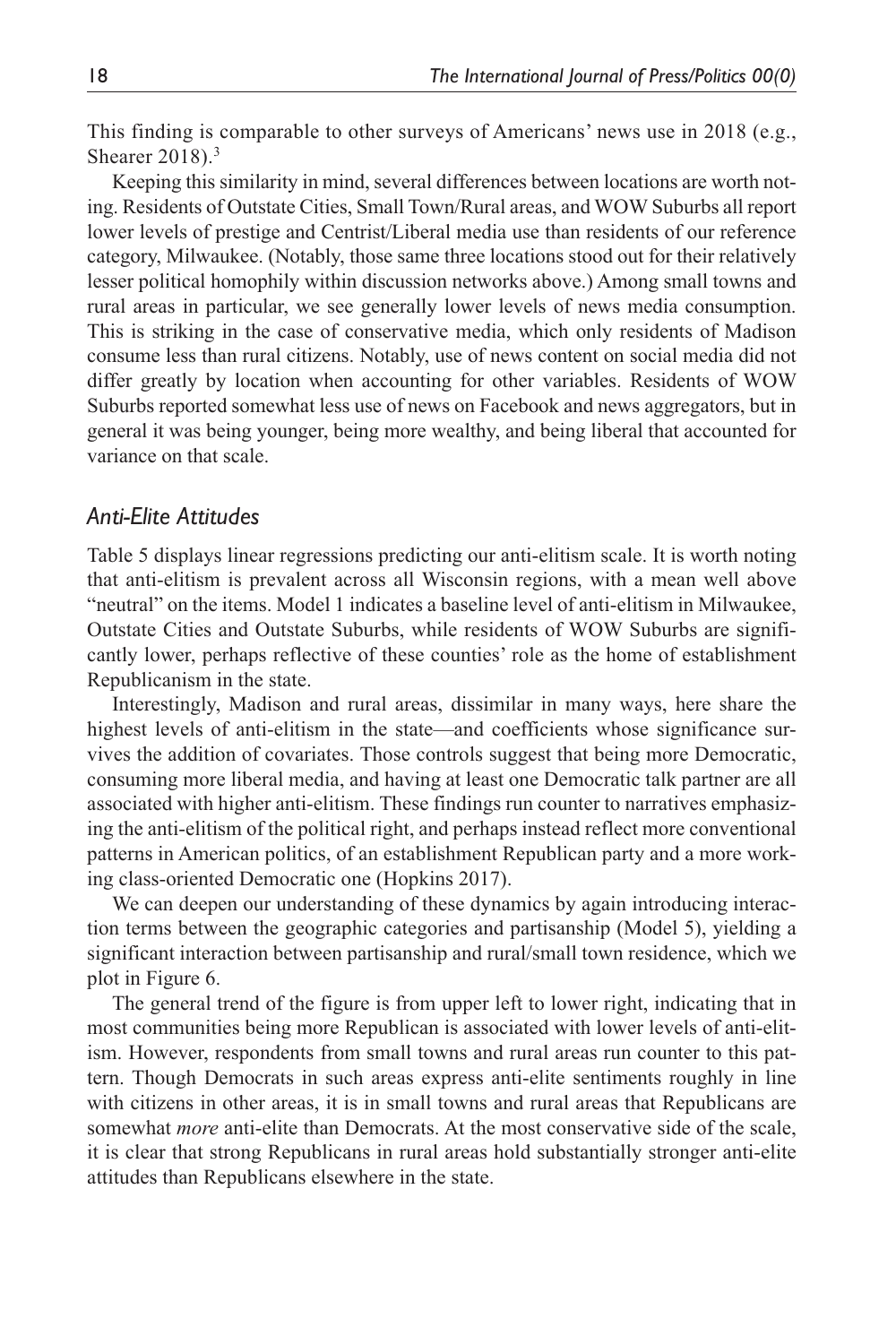This finding is comparable to other surveys of Americans' news use in 2018 (e.g., Shearer 2018).[3]

Keeping this similarity in mind, several differences between locations are worth noting. Residents of Outstate Cities, Small Town/Rural areas, and WOW Suburbs all report lower levels of prestige and Centrist/Liberal media use than residents of our reference category, Milwaukee. (Notably, those same three locations stood out for their relatively lesser political homophily within discussion networks above.) Among small towns and rural areas in particular, we see generally lower levels of news media consumption. This is striking in the case of conservative media, which only residents of Madison consume less than rural citizens. Notably, use of news content on social media did not differ greatly by location when accounting for other variables. Residents of WOW Suburbs reported somewhat less use of news on Facebook and news aggregators, but in general it was being younger, being more wealthy, and being liberal that accounted for variance on that scale.

### *Anti-Elite Attitudes*

Table 5 displays linear regressions predicting our anti-elitism scale. It is worth noting that anti-elitism is prevalent across all Wisconsin regions, with a mean well above "neutral" on the items. Model 1 indicates a baseline level of anti-elitism in Milwaukee, Outstate Cities and Outstate Suburbs, while residents of WOW Suburbs are significantly lower, perhaps reflective of these counties' role as the home of establishment Republicanism in the state.

Interestingly, Madison and rural areas, dissimilar in many ways, here share the highest levels of anti-elitism in the state—and coefficients whose significance survives the addition of covariates. Those controls suggest that being more Democratic, consuming more liberal media, and having at least one Democratic talk partner are all associated with higher anti-elitism. These findings run counter to narratives emphasizing the anti-elitism of the political right, and perhaps instead reflect more conventional patterns in American politics, of an establishment Republican party and a more working class-oriented Democratic one (Hopkins 2017).

We can deepen our understanding of these dynamics by again introducing interaction terms between the geographic categories and partisanship (Model 5), yielding a significant interaction between partisanship and rural/small town residence, which we plot in Figure 6.

The general trend of the figure is from upper left to lower right, indicating that in most communities being more Republican is associated with lower levels of anti-elitism. However, respondents from small towns and rural areas run counter to this pattern. Though Democrats in such areas express anti-elite sentiments roughly in line with citizens in other areas, it is in small towns and rural areas that Republicans are somewhat *more* anti-elite than Democrats. At the most conservative side of the scale, it is clear that strong Republicans in rural areas hold substantially stronger anti-elite attitudes than Republicans elsewhere in the state.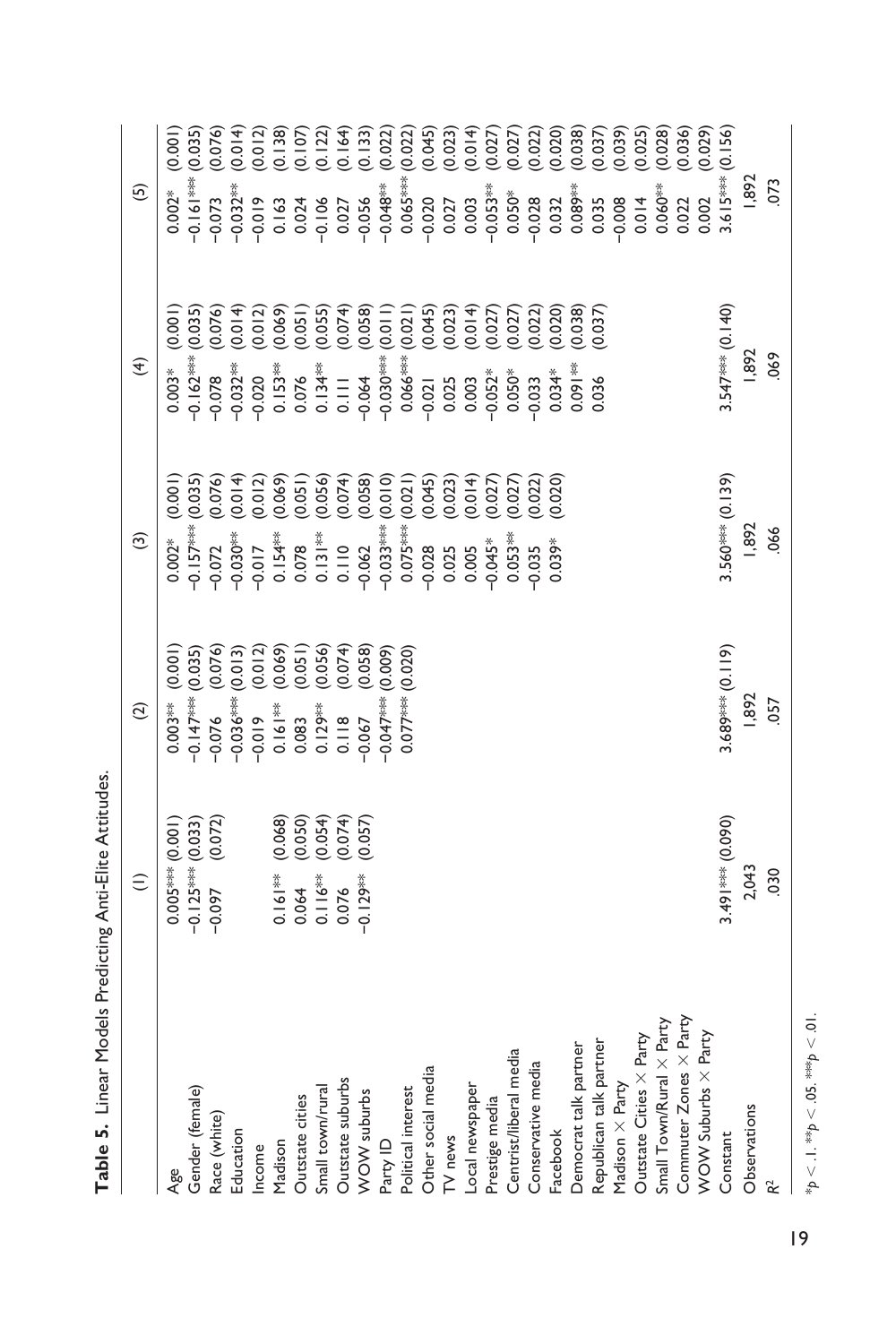**Table 5.** Linear Models Predicting Anti-Elite Attitudes.

| | (1) | | (2) | | (3) | | (4) | | (5) | |
|---|---|---|---|---|---|---|---|---|---|---|
| Age | 0.005*** | (0.001) | 0.003** | (0.001) | 0.002* | (0.001) | 0.003* | (0.001) | 0.002* | (0.001) |
| Gender (female) | −0.125*** | (0.033) | −0.147*** | (0.035) | −0.157*** | (0.035) | −0.162*** | (0.035) | −0.161*** | (0.035) |
| Race (white) | −0.097 | (0.072) | −0.076 | (0.076) | −0.072 | (0.076) | −0.078 | (0.076) | −0.073 | (0.076) |
| Education | | | −0.036*** | (0.013) | −0.030** | (0.014) | −0.032** | (0.014) | −0.032** | (0.014) |
| Income | | | −0.019 | (0.012) | −0.017 | (0.012) | −0.020 | (0.012) | −0.019 | (0.012) |
| Madison | 0.161** | (0.068) | 0.161** | (0.069) | 0.154** | (0.069) | 0.153** | (0.069) | 0.163 | (0.138) |
| Outstate cities | 0.064 | (0.050) | 0.083 | (0.051) | 0.078 | (0.051) | 0.076 | (0.051) | 0.024 | (0.107) |
| Small town/rural | 0.116** | (0.054) | 0.129** | (0.056) | 0.131** | (0.056) | 0.134** | (0.055) | −0.106 | (0.122) |
| Outstate suburbs | 0.076 | (0.074) | 0.118 | (0.074) | 0.110 | (0.074) | 0.111 | (0.074) | 0.027 | (0.164) |
| WOW suburbs | −0.129** | (0.057) | −0.067 | (0.058) | −0.062 | (0.058) | −0.064 | (0.058) | −0.056 | (0.133) |
| Party ID | | | −0.047*** | (0.009) | −0.033*** | (0.010) | −0.030*** | (0.011) | −0.048** | (0.022) |
| Political interest | | | 0.077*** | (0.020) | 0.075*** | (0.021) | 0.066*** | (0.021) | 0.065*** | (0.022) |
| Other social media | | | | | −0.028 | (0.045) | −0.021 | (0.045) | −0.020 | (0.045) |
| TV news | | | | | 0.025 | (0.023) | 0.025 | (0.023) | 0.027 | (0.023) |
| Local newspaper | | | | | 0.005 | (0.014) | 0.003 | (0.014) | 0.003 | (0.014) |
| Prestige media | | | | | −0.045* | (0.027) | −0.052* | (0.027) | −0.053** | (0.027) |
| Centrist/liberal media | | | | | 0.053** | (0.027) | 0.050* | (0.027) | 0.050* | (0.027) |
| Conservative media | | | | | −0.035 | (0.022) | −0.033 | (0.022) | −0.028 | (0.022) |
| Facebook | | | | | 0.039* | (0.020) | 0.034* | (0.020) | 0.032 | (0.020) |
| Democrat talk partner | | | | | | | 0.091** | (0.038) | 0.089** | (0.038) |
| Republican talk partner | | | | | | | 0.036 | (0.037) | 0.035 | (0.037) |
| Madison × Party | | | | | | | | | −0.008 | (0.039) |
| Outstate Cities × Party | | | | | | | | | 0.014 | (0.025) |
| Small Town/Rural × Party | | | | | | | | | 0.060** | (0.028) |
| Commuter Zones × Party | | | | | | | | | 0.022 | (0.036) |
| WOW Suburbs × Party | | | | | | | | | 0.002 | (0.029) |
| Constant | 3.491*** | (0.090) | 3.689*** | (0.119) | 3.560*** | (0.139) | 3.547*** | (0.140) | 3.615*** | (0.156) |
| Observations | 2,043 | | 1,892 | | 1,892 | | 1,892 | | 1,892 | |
| $R^2$ | .030 | | .057 | | .066 | | .069 | | .073 | |

$*p < .1$. $**p < .05$. $***p < .01$.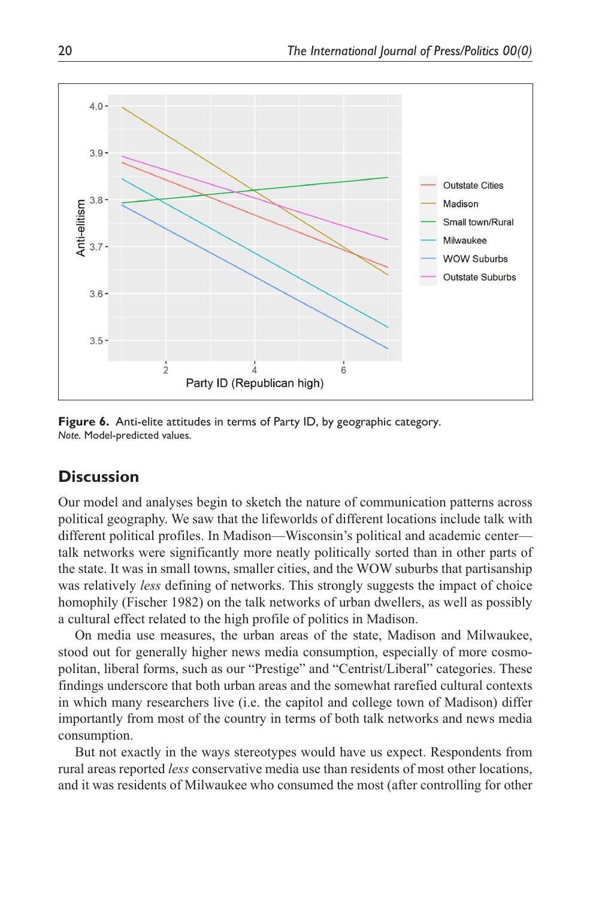**Figure 6.** Anti-elite attitudes in terms of Party ID, by geographic category.
*Note.* Model-predicted values.

## Discussion

Our model and analyses begin to sketch the nature of communication patterns across political geography. We saw that the lifeworlds of different locations include talk with different political profiles. In Madison—Wisconsin's political and academic center—talk networks were significantly more neatly politically sorted than in other parts of the state. It was in small towns, smaller cities, and the WOW suburbs that partisanship was relatively *less* defining of networks. This strongly suggests the impact of choice homophily (Fischer 1982) on the talk networks of urban dwellers, as well as possibly a cultural effect related to the high profile of politics in Madison.

On media use measures, the urban areas of the state, Madison and Milwaukee, stood out for generally higher news media consumption, especially of more cosmopolitan, liberal forms, such as our "Prestige" and "Centrist/Liberal" categories. These findings underscore that both urban areas and the somewhat rarefied cultural contexts in which many researchers live (i.e. the capitol and college town of Madison) differ importantly from most of the country in terms of both talk networks and news media consumption.

But not exactly in the ways stereotypes would have us expect. Respondents from rural areas reported *less* conservative media use than residents of most other locations, and it was residents of Milwaukee who consumed the most (after controlling for other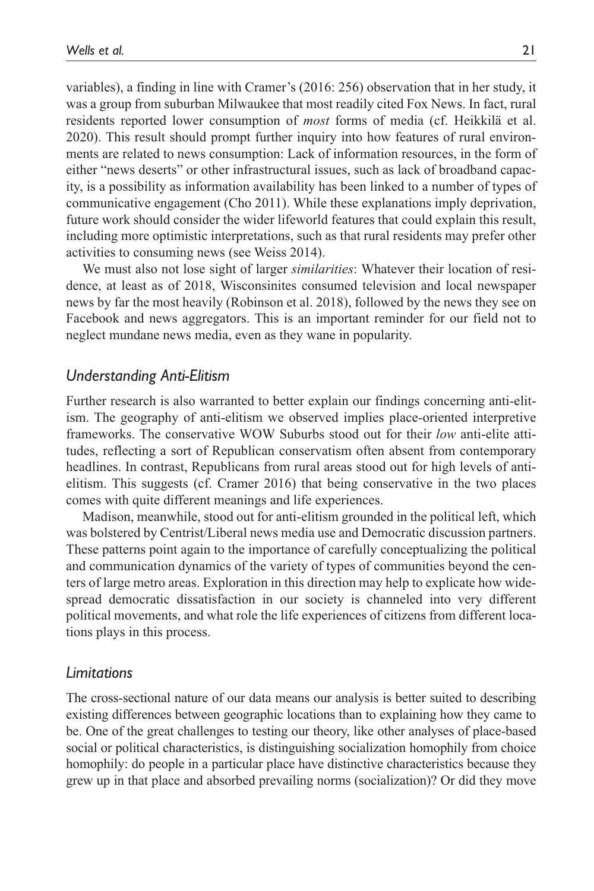variables), a finding in line with Cramer's (2016: 256) observation that in her study, it was a group from suburban Milwaukee that most readily cited Fox News. In fact, rural residents reported lower consumption of *most* forms of media (cf. Heikkilä et al. 2020). This result should prompt further inquiry into how features of rural environments are related to news consumption: Lack of information resources, in the form of either "news deserts" or other infrastructural issues, such as lack of broadband capacity, is a possibility as information availability has been linked to a number of types of communicative engagement (Cho 2011). While these explanations imply deprivation, future work should consider the wider lifeworld features that could explain this result, including more optimistic interpretations, such as that rural residents may prefer other activities to consuming news (see Weiss 2014).

We must also not lose sight of larger *similarities*: Whatever their location of residence, at least as of 2018, Wisconsinites consumed television and local newspaper news by far the most heavily (Robinson et al. 2018), followed by the news they see on Facebook and news aggregators. This is an important reminder for our field not to neglect mundane news media, even as they wane in popularity.

## *Understanding Anti-Elitism*

Further research is also warranted to better explain our findings concerning anti-elitism. The geography of anti-elitism we observed implies place-oriented interpretive frameworks. The conservative WOW Suburbs stood out for their *low* anti-elite attitudes, reflecting a sort of Republican conservatism often absent from contemporary headlines. In contrast, Republicans from rural areas stood out for high levels of anti-elitism. This suggests (cf. Cramer 2016) that being conservative in the two places comes with quite different meanings and life experiences.

Madison, meanwhile, stood out for anti-elitism grounded in the political left, which was bolstered by Centrist/Liberal news media use and Democratic discussion partners. These patterns point again to the importance of carefully conceptualizing the political and communication dynamics of the variety of types of communities beyond the centers of large metro areas. Exploration in this direction may help to explicate how widespread democratic dissatisfaction in our society is channeled into very different political movements, and what role the life experiences of citizens from different locations plays in this process.

## *Limitations*

The cross-sectional nature of our data means our analysis is better suited to describing existing differences between geographic locations than to explaining how they came to be. One of the great challenges to testing our theory, like other analyses of place-based social or political characteristics, is distinguishing socialization homophily from choice homophily: do people in a particular place have distinctive characteristics because they grew up in that place and absorbed prevailing norms (socialization)? Or did they move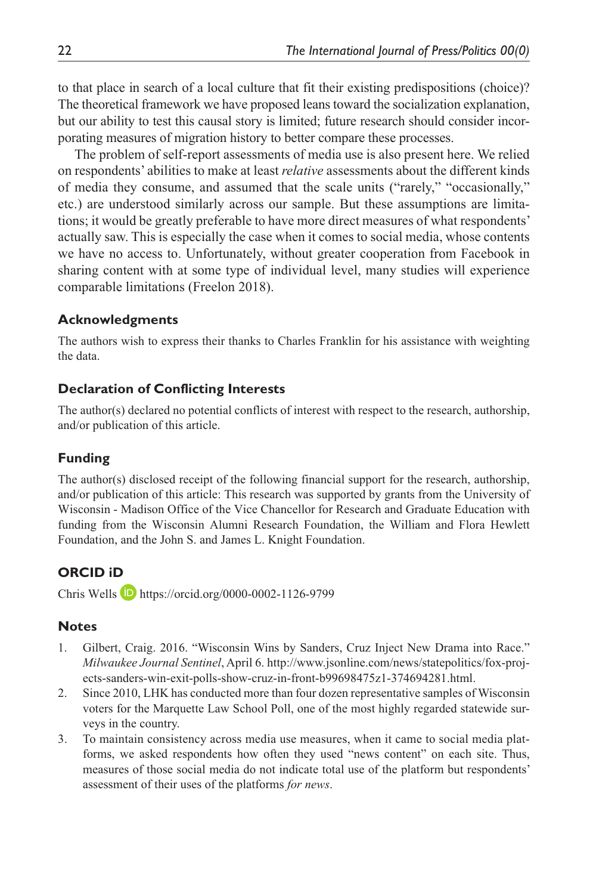to that place in search of a local culture that fit their existing predispositions (choice)? The theoretical framework we have proposed leans toward the socialization explanation, but our ability to test this causal story is limited; future research should consider incorporating measures of migration history to better compare these processes.

The problem of self-report assessments of media use is also present here. We relied on respondents' abilities to make at least *relative* assessments about the different kinds of media they consume, and assumed that the scale units ("rarely," "occasionally," etc.) are understood similarly across our sample. But these assumptions are limitations; it would be greatly preferable to have more direct measures of what respondents' actually saw. This is especially the case when it comes to social media, whose contents we have no access to. Unfortunately, without greater cooperation from Facebook in sharing content with at some type of individual level, many studies will experience comparable limitations (Freelon 2018).

## Acknowledgments

The authors wish to express their thanks to Charles Franklin for his assistance with weighting the data.

## Declaration of Conflicting Interests

The author(s) declared no potential conflicts of interest with respect to the research, authorship, and/or publication of this article.

## Funding

The author(s) disclosed receipt of the following financial support for the research, authorship, and/or publication of this article: This research was supported by grants from the University of Wisconsin - Madison Office of the Vice Chancellor for Research and Graduate Education with funding from the Wisconsin Alumni Research Foundation, the William and Flora Hewlett Foundation, and the John S. and James L. Knight Foundation.

## ORCID iD

Chris Wells https://orcid.org/0000-0002-1126-9799

## Notes

1. Gilbert, Craig. 2016. "Wisconsin Wins by Sanders, Cruz Inject New Drama into Race." *Milwaukee Journal Sentinel*, April 6. http://www.jsonline.com/news/statepolitics/fox-projects-sanders-win-exit-polls-show-cruz-in-front-b99698475z1-374694281.html.
2. Since 2010, LHK has conducted more than four dozen representative samples of Wisconsin voters for the Marquette Law School Poll, one of the most highly regarded statewide surveys in the country.
3. To maintain consistency across media use measures, when it came to social media platforms, we asked respondents how often they used "news content" on each site. Thus, measures of those social media do not indicate total use of the platform but respondents' assessment of their uses of the platforms *for news*.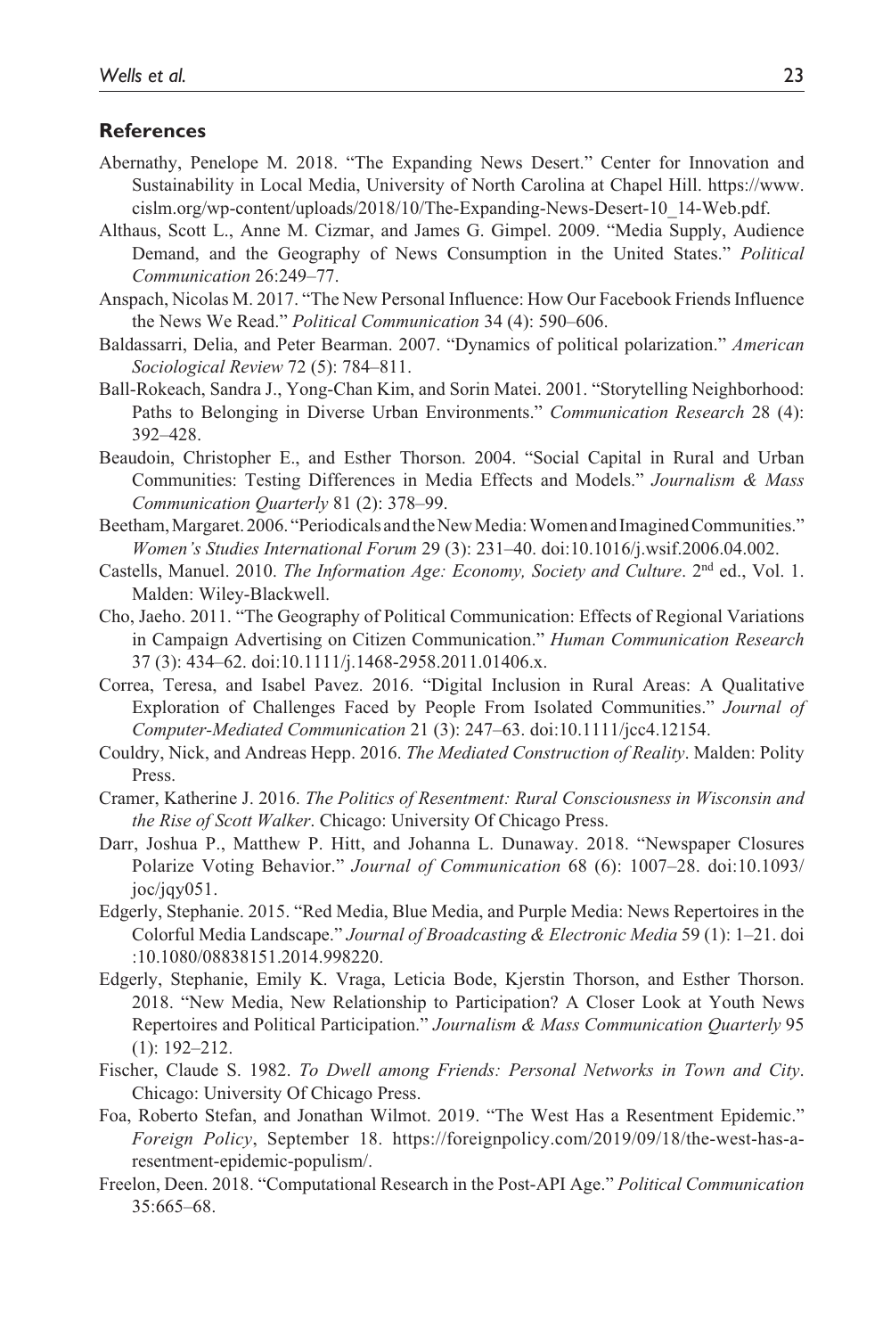## References

Abernathy, Penelope M. 2018. "The Expanding News Desert." Center for Innovation and Sustainability in Local Media, University of North Carolina at Chapel Hill. https://www.cislm.org/wp-content/uploads/2018/10/The-Expanding-News-Desert-10_14-Web.pdf.

Althaus, Scott L., Anne M. Cizmar, and James G. Gimpel. 2009. "Media Supply, Audience Demand, and the Geography of News Consumption in the United States." *Political Communication* 26:249–77.

Anspach, Nicolas M. 2017. "The New Personal Influence: How Our Facebook Friends Influence the News We Read." *Political Communication* 34 (4): 590–606.

Baldassarri, Delia, and Peter Bearman. 2007. "Dynamics of political polarization." *American Sociological Review* 72 (5): 784–811.

Ball-Rokeach, Sandra J., Yong-Chan Kim, and Sorin Matei. 2001. "Storytelling Neighborhood: Paths to Belonging in Diverse Urban Environments." *Communication Research* 28 (4): 392–428.

Beaudoin, Christopher E., and Esther Thorson. 2004. "Social Capital in Rural and Urban Communities: Testing Differences in Media Effects and Models." *Journalism & Mass Communication Quarterly* 81 (2): 378–99.

Beetham, Margaret. 2006. "Periodicals and the New Media: Women and Imagined Communities." *Women's Studies International Forum* 29 (3): 231–40. doi:10.1016/j.wsif.2006.04.002.

Castells, Manuel. 2010. *The Information Age: Economy, Society and Culture*. 2nd ed., Vol. 1. Malden: Wiley-Blackwell.

Cho, Jaeho. 2011. "The Geography of Political Communication: Effects of Regional Variations in Campaign Advertising on Citizen Communication." *Human Communication Research* 37 (3): 434–62. doi:10.1111/j.1468-2958.2011.01406.x.

Correa, Teresa, and Isabel Pavez. 2016. "Digital Inclusion in Rural Areas: A Qualitative Exploration of Challenges Faced by People From Isolated Communities." *Journal of Computer-Mediated Communication* 21 (3): 247–63. doi:10.1111/jcc4.12154.

Couldry, Nick, and Andreas Hepp. 2016. *The Mediated Construction of Reality*. Malden: Polity Press.

Cramer, Katherine J. 2016. *The Politics of Resentment: Rural Consciousness in Wisconsin and the Rise of Scott Walker*. Chicago: University Of Chicago Press.

Darr, Joshua P., Matthew P. Hitt, and Johanna L. Dunaway. 2018. "Newspaper Closures Polarize Voting Behavior." *Journal of Communication* 68 (6): 1007–28. doi:10.1093/joc/jqy051.

Edgerly, Stephanie. 2015. "Red Media, Blue Media, and Purple Media: News Repertoires in the Colorful Media Landscape." *Journal of Broadcasting & Electronic Media* 59 (1): 1–21. doi:10.1080/08838151.2014.998220.

Edgerly, Stephanie, Emily K. Vraga, Leticia Bode, Kjerstin Thorson, and Esther Thorson. 2018. "New Media, New Relationship to Participation? A Closer Look at Youth News Repertoires and Political Participation." *Journalism & Mass Communication Quarterly* 95 (1): 192–212.

Fischer, Claude S. 1982. *To Dwell among Friends: Personal Networks in Town and City*. Chicago: University Of Chicago Press.

Foa, Roberto Stefan, and Jonathan Wilmot. 2019. "The West Has a Resentment Epidemic." *Foreign Policy*, September 18. https://foreignpolicy.com/2019/09/18/the-west-has-a-resentment-epidemic-populism/.

Freelon, Deen. 2018. "Computational Research in the Post-API Age." *Political Communication* 35:665–68.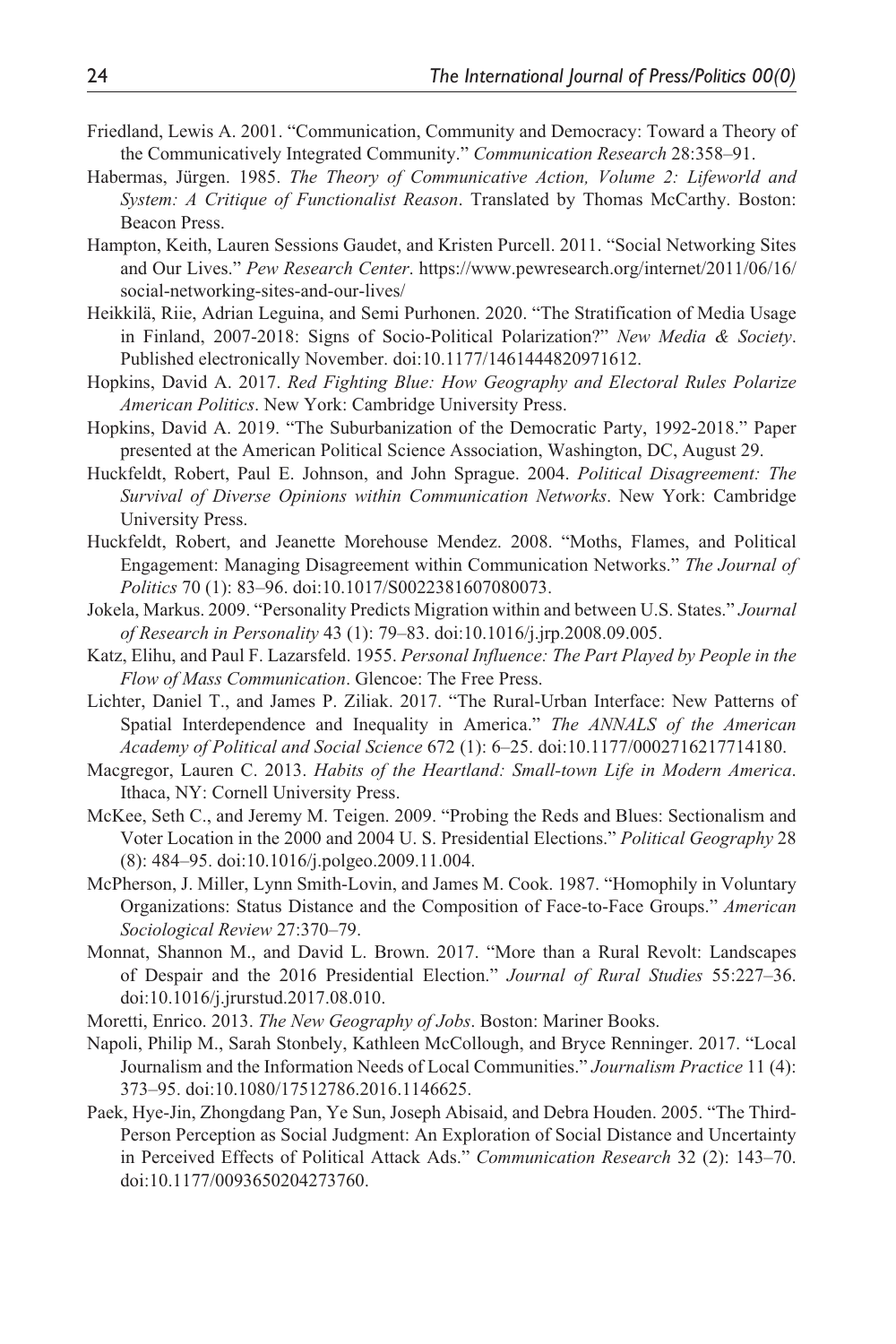Friedland, Lewis A. 2001. "Communication, Community and Democracy: Toward a Theory of the Communicatively Integrated Community." *Communication Research* 28:358–91.

Habermas, Jürgen. 1985. *The Theory of Communicative Action, Volume 2: Lifeworld and System: A Critique of Functionalist Reason*. Translated by Thomas McCarthy. Boston: Beacon Press.

Hampton, Keith, Lauren Sessions Gaudet, and Kristen Purcell. 2011. "Social Networking Sites and Our Lives." *Pew Research Center*. https://www.pewresearch.org/internet/2011/06/16/social-networking-sites-and-our-lives/

Heikkilä, Riie, Adrian Leguina, and Semi Purhonen. 2020. "The Stratification of Media Usage in Finland, 2007-2018: Signs of Socio-Political Polarization?" *New Media & Society*. Published electronically November. doi:10.1177/1461444820971612.

Hopkins, David A. 2017. *Red Fighting Blue: How Geography and Electoral Rules Polarize American Politics*. New York: Cambridge University Press.

Hopkins, David A. 2019. "The Suburbanization of the Democratic Party, 1992-2018." Paper presented at the American Political Science Association, Washington, DC, August 29.

Huckfeldt, Robert, Paul E. Johnson, and John Sprague. 2004. *Political Disagreement: The Survival of Diverse Opinions within Communication Networks*. New York: Cambridge University Press.

Huckfeldt, Robert, and Jeanette Morehouse Mendez. 2008. "Moths, Flames, and Political Engagement: Managing Disagreement within Communication Networks." *The Journal of Politics* 70 (1): 83–96. doi:10.1017/S0022381607080073.

Jokela, Markus. 2009. "Personality Predicts Migration within and between U.S. States." *Journal of Research in Personality* 43 (1): 79–83. doi:10.1016/j.jrp.2008.09.005.

Katz, Elihu, and Paul F. Lazarsfeld. 1955. *Personal Influence: The Part Played by People in the Flow of Mass Communication*. Glencoe: The Free Press.

Lichter, Daniel T., and James P. Ziliak. 2017. "The Rural-Urban Interface: New Patterns of Spatial Interdependence and Inequality in America." *The ANNALS of the American Academy of Political and Social Science* 672 (1): 6–25. doi:10.1177/0002716217714180.

Macgregor, Lauren C. 2013. *Habits of the Heartland: Small-town Life in Modern America*. Ithaca, NY: Cornell University Press.

McKee, Seth C., and Jeremy M. Teigen. 2009. "Probing the Reds and Blues: Sectionalism and Voter Location in the 2000 and 2004 U. S. Presidential Elections." *Political Geography* 28 (8): 484–95. doi:10.1016/j.polgeo.2009.11.004.

McPherson, J. Miller, Lynn Smith-Lovin, and James M. Cook. 1987. "Homophily in Voluntary Organizations: Status Distance and the Composition of Face-to-Face Groups." *American Sociological Review* 27:370–79.

Monnat, Shannon M., and David L. Brown. 2017. "More than a Rural Revolt: Landscapes of Despair and the 2016 Presidential Election." *Journal of Rural Studies* 55:227–36. doi:10.1016/j.jrurstud.2017.08.010.

Moretti, Enrico. 2013. *The New Geography of Jobs*. Boston: Mariner Books.

Napoli, Philip M., Sarah Stonbely, Kathleen McCollough, and Bryce Renninger. 2017. "Local Journalism and the Information Needs of Local Communities." *Journalism Practice* 11 (4): 373–95. doi:10.1080/17512786.2016.1146625.

Paek, Hye-Jin, Zhongdang Pan, Ye Sun, Joseph Abisaid, and Debra Houden. 2005. "The Third-Person Perception as Social Judgment: An Exploration of Social Distance and Uncertainty in Perceived Effects of Political Attack Ads." *Communication Research* 32 (2): 143–70. doi:10.1177/0093650204273760.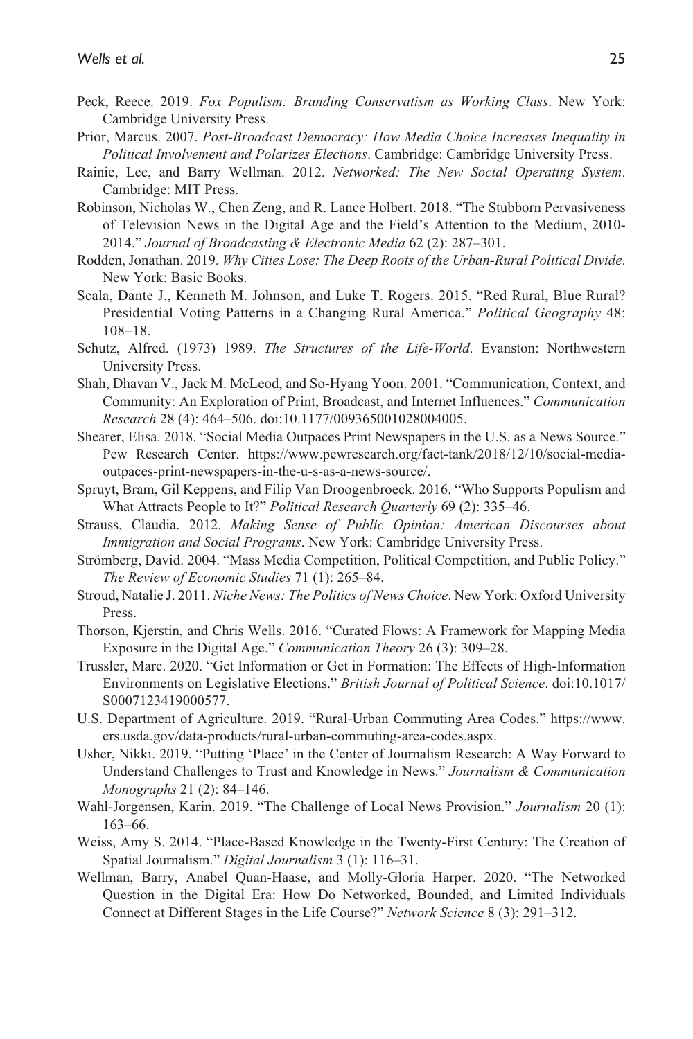Peck, Reece. 2019. *Fox Populism: Branding Conservatism as Working Class*. New York: Cambridge University Press.

Prior, Marcus. 2007. *Post-Broadcast Democracy: How Media Choice Increases Inequality in Political Involvement and Polarizes Elections*. Cambridge: Cambridge University Press.

Rainie, Lee, and Barry Wellman. 2012. *Networked: The New Social Operating System*. Cambridge: MIT Press.

Robinson, Nicholas W., Chen Zeng, and R. Lance Holbert. 2018. "The Stubborn Pervasiveness of Television News in the Digital Age and the Field's Attention to the Medium, 2010-2014." *Journal of Broadcasting & Electronic Media* 62 (2): 287–301.

Rodden, Jonathan. 2019. *Why Cities Lose: The Deep Roots of the Urban-Rural Political Divide*. New York: Basic Books.

Scala, Dante J., Kenneth M. Johnson, and Luke T. Rogers. 2015. "Red Rural, Blue Rural? Presidential Voting Patterns in a Changing Rural America." *Political Geography* 48: 108–18.

Schutz, Alfred. (1973) 1989. *The Structures of the Life-World*. Evanston: Northwestern University Press.

Shah, Dhavan V., Jack M. McLeod, and So-Hyang Yoon. 2001. "Communication, Context, and Community: An Exploration of Print, Broadcast, and Internet Influences." *Communication Research* 28 (4): 464–506. doi:10.1177/009365001028004005.

Shearer, Elisa. 2018. "Social Media Outpaces Print Newspapers in the U.S. as a News Source." Pew Research Center. https://www.pewresearch.org/fact-tank/2018/12/10/social-media-outpaces-print-newspapers-in-the-u-s-as-a-news-source/.

Spruyt, Bram, Gil Keppens, and Filip Van Droogenbroeck. 2016. "Who Supports Populism and What Attracts People to It?" *Political Research Quarterly* 69 (2): 335–46.

Strauss, Claudia. 2012. *Making Sense of Public Opinion: American Discourses about Immigration and Social Programs*. New York: Cambridge University Press.

Strömberg, David. 2004. "Mass Media Competition, Political Competition, and Public Policy." *The Review of Economic Studies* 71 (1): 265–84.

Stroud, Natalie J. 2011. *Niche News: The Politics of News Choice*. New York: Oxford University Press.

Thorson, Kjerstin, and Chris Wells. 2016. "Curated Flows: A Framework for Mapping Media Exposure in the Digital Age." *Communication Theory* 26 (3): 309–28.

Trussler, Marc. 2020. "Get Information or Get in Formation: The Effects of High-Information Environments on Legislative Elections." *British Journal of Political Science*. doi:10.1017/S0007123419000577.

U.S. Department of Agriculture. 2019. "Rural-Urban Commuting Area Codes." https://www.ers.usda.gov/data-products/rural-urban-commuting-area-codes.aspx.

Usher, Nikki. 2019. "Putting 'Place' in the Center of Journalism Research: A Way Forward to Understand Challenges to Trust and Knowledge in News." *Journalism & Communication Monographs* 21 (2): 84–146.

Wahl-Jorgensen, Karin. 2019. "The Challenge of Local News Provision." *Journalism* 20 (1): 163–66.

Weiss, Amy S. 2014. "Place-Based Knowledge in the Twenty-First Century: The Creation of Spatial Journalism." *Digital Journalism* 3 (1): 116–31.

Wellman, Barry, Anabel Quan-Haase, and Molly-Gloria Harper. 2020. "The Networked Question in the Digital Era: How Do Networked, Bounded, and Limited Individuals Connect at Different Stages in the Life Course?" *Network Science* 8 (3): 291–312.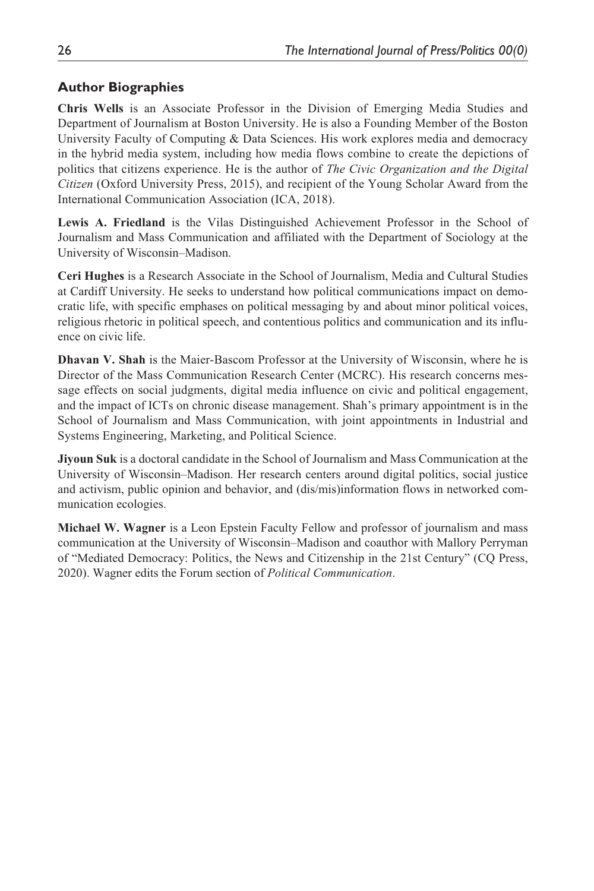## Author Biographies

**Chris Wells** is an Associate Professor in the Division of Emerging Media Studies and Department of Journalism at Boston University. He is also a Founding Member of the Boston University Faculty of Computing & Data Sciences. His work explores media and democracy in the hybrid media system, including how media flows combine to create the depictions of politics that citizens experience. He is the author of *The Civic Organization and the Digital Citizen* (Oxford University Press, 2015), and recipient of the Young Scholar Award from the International Communication Association (ICA, 2018).

**Lewis A. Friedland** is the Vilas Distinguished Achievement Professor in the School of Journalism and Mass Communication and affiliated with the Department of Sociology at the University of Wisconsin–Madison.

**Ceri Hughes** is a Research Associate in the School of Journalism, Media and Cultural Studies at Cardiff University. He seeks to understand how political communications impact on democratic life, with specific emphases on political messaging by and about minor political voices, religious rhetoric in political speech, and contentious politics and communication and its influence on civic life.

**Dhavan V. Shah** is the Maier-Bascom Professor at the University of Wisconsin, where he is Director of the Mass Communication Research Center (MCRC). His research concerns message effects on social judgments, digital media influence on civic and political engagement, and the impact of ICTs on chronic disease management. Shah's primary appointment is in the School of Journalism and Mass Communication, with joint appointments in Industrial and Systems Engineering, Marketing, and Political Science.

**Jiyoun Suk** is a doctoral candidate in the School of Journalism and Mass Communication at the University of Wisconsin–Madison. Her research centers around digital politics, social justice and activism, public opinion and behavior, and (dis/mis)information flows in networked communication ecologies.

**Michael W. Wagner** is a Leon Epstein Faculty Fellow and professor of journalism and mass communication at the University of Wisconsin–Madison and coauthor with Mallory Perryman of "Mediated Democracy: Politics, the News and Citizenship in the 21st Century" (CQ Press, 2020). Wagner edits the Forum section of *Political Communication*.